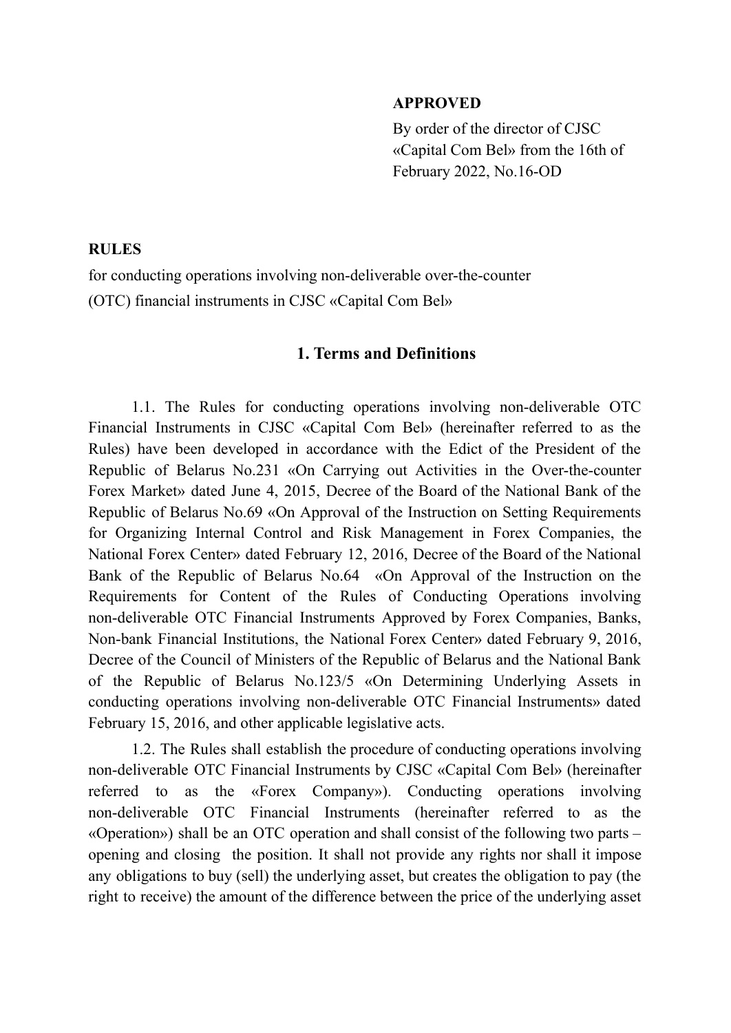**APPROVED**

By order of the director of CJSC «Capital Com Bel» from the 16th of February 2022, No.16-OD

**RULES**

for conducting operations involving non-deliverable over-the-counter (OTC) financial instruments in CJSC «Capital Com Bel»

## 1. Terms and Definitions

1.1. The Rules for conducting operations involving non-deliverable OTC Financial Instruments in CJSC «Capital Com Bel» (hereinafter referred to as the Rules) have been developed in accordance with the Edict of the President of the Republic of Belarus No.231 «On Carrying out Activities in the Over-the-counter Forex Market» dated June 4, 2015, Decree of the Board of the National Bank of the Republic of Belarus No.69 «On Approval of the Instruction on Setting Requirements for Organizing Internal Control and Risk Management in Forex Companies, the National Forex Center» dated February 12, 2016, Decree of the Board of the National Bank of the Republic of Belarus No.64 «On Approval of the Instruction on the Requirements for Content of the Rules of Conducting Operations involving non-deliverable OTC Financial Instruments Approved by Forex Companies, Banks, Non-bank Financial Institutions, the National Forex Center» dated February 9, 2016, Decree of the Council of Ministers of the Republic of Belarus and the National Bank of the Republic of Belarus No.123/5 «On Determining Underlying Assets in conducting operations involving non-deliverable OTC Financial Instruments» dated February 15, 2016, and other applicable legislative acts.

1.2. The Rules shall establish the procedure of conducting operations involving non-deliverable OTC Financial Instruments by CJSC «Capital Com Bel» (hereinafter referred to as the «Forex Company»). Conducting operations involving non-deliverable OTC Financial Instruments (hereinafter referred to as the «Operation») shall be an OTC operation and shall consist of the following two parts – opening and closing the position. It shall not provide any rights nor shall it impose any obligations to buy (sell) the underlying asset, but creates the obligation to pay (the right to receive) the amount of the difference between the price of the underlying asset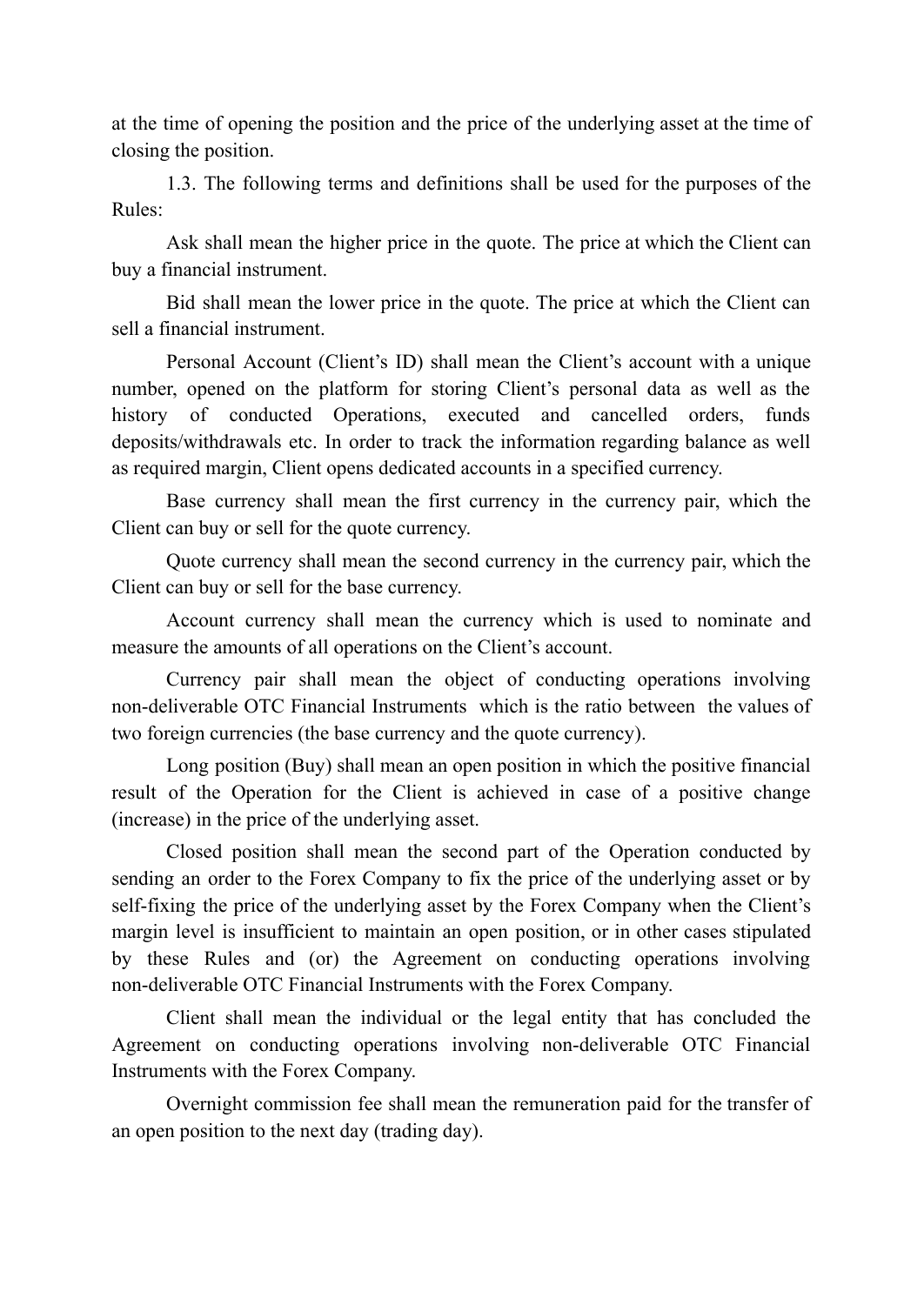at the time of opening the position and the price of the underlying asset at the time of closing the position.

1.3. The following terms and definitions shall be used for the purposes of the Rules:

Ask shall mean the higher price in the quote. The price at which the Client can buy a financial instrument.

Bid shall mean the lower price in the quote. The price at which the Client can sell a financial instrument.

Personal Account (Client's ID) shall mean the Client's account with a unique number, opened on the platform for storing Client's personal data as well as the history of conducted Operations, executed and cancelled orders, funds deposits/withdrawals etc. In order to track the information regarding balance as well as required margin, Client opens dedicated accounts in a specified currency.

Base currency shall mean the first currency in the currency pair, which the Client can buy or sell for the quote currency.

Quote currency shall mean the second currency in the currency pair, which the Client can buy or sell for the base currency.

Account currency shall mean the currency which is used to nominate and measure the amounts of all operations on the Client's account.

Currency pair shall mean the object of conducting operations involving non-deliverable OTC Financial Instruments which is the ratio between the values of two foreign currencies (the base currency and the quote currency).

Long position (Buy) shall mean an open position in which the positive financial result of the Operation for the Client is achieved in case of a positive change (increase) in the price of the underlying asset.

Closed position shall mean the second part of the Operation conducted by sending an order to the Forex Company to fix the price of the underlying asset or by self-fixing the price of the underlying asset by the Forex Company when the Client's margin level is insufficient to maintain an open position, or in other cases stipulated by these Rules and (or) the Agreement on conducting operations involving non-deliverable OTC Financial Instruments with the Forex Company.

Client shall mean the individual or the legal entity that has concluded the Agreement on conducting operations involving non-deliverable OTC Financial Instruments with the Forex Company.

Overnight commission fee shall mean the remuneration paid for the transfer of an open position to the next day (trading day).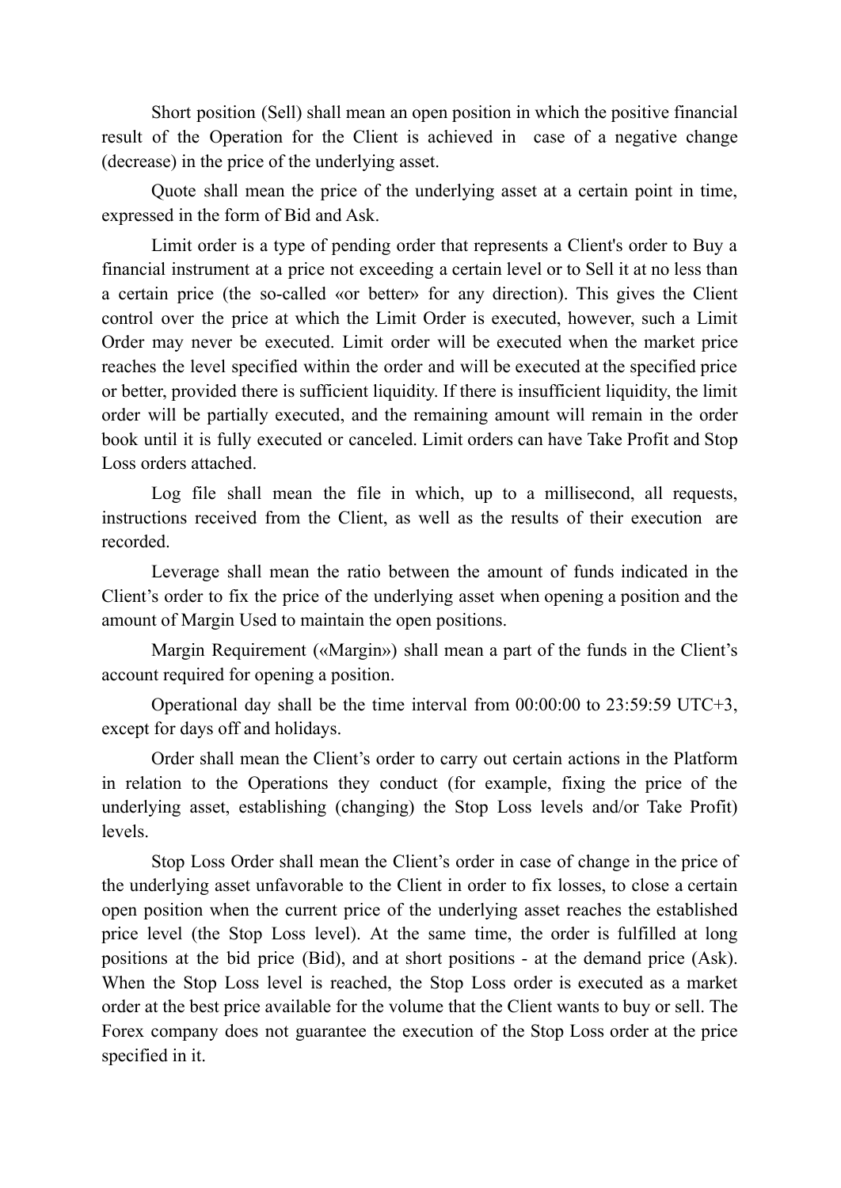Short position (Sell) shall mean an open position in which the positive financial result of the Operation for the Client is achieved in case of a negative change (decrease) in the price of the underlying asset.

Quote shall mean the price of the underlying asset at a certain point in time, expressed in the form of Bid and Ask.

Limit order is a type of pending order that represents a Client's order to Buy a financial instrument at a price not exceeding a certain level or to Sell it at no less than a certain price (the so-called «or better» for any direction). This gives the Client control over the price at which the Limit Order is executed, however, such a Limit Order may never be executed. Limit order will be executed when the market price reaches the level specified within the order and will be executed at the specified price or better, provided there is sufficient liquidity. If there is insufficient liquidity, the limit order will be partially executed, and the remaining amount will remain in the order book until it is fully executed or canceled. Limit orders can have Take Profit and Stop Loss orders attached.

Log file shall mean the file in which, up to a millisecond, all requests, instructions received from the Client, as well as the results of their execution are recorded.

Leverage shall mean the ratio between the amount of funds indicated in the Client's order to fix the price of the underlying asset when opening a position and the amount of Margin Used to maintain the open positions.

Margin Requirement («Margin») shall mean a part of the funds in the Client's account required for opening a position.

Operational day shall be the time interval from 00:00:00 to 23:59:59 UTC+3, except for days off and holidays.

Order shall mean the Client's order to carry out certain actions in the Platform in relation to the Operations they conduct (for example, fixing the price of the underlying asset, establishing (changing) the Stop Loss levels and/or Take Profit) levels.

Stop Loss Order shall mean the Client's order in case of change in the price of the underlying asset unfavorable to the Client in order to fix losses, to close a certain open position when the current price of the underlying asset reaches the established price level (the Stop Loss level). At the same time, the order is fulfilled at long positions at the bid price (Bid), and at short positions - at the demand price (Ask). When the Stop Loss level is reached, the Stop Loss order is executed as a market order at the best price available for the volume that the Client wants to buy or sell. The Forex company does not guarantee the execution of the Stop Loss order at the price specified in it.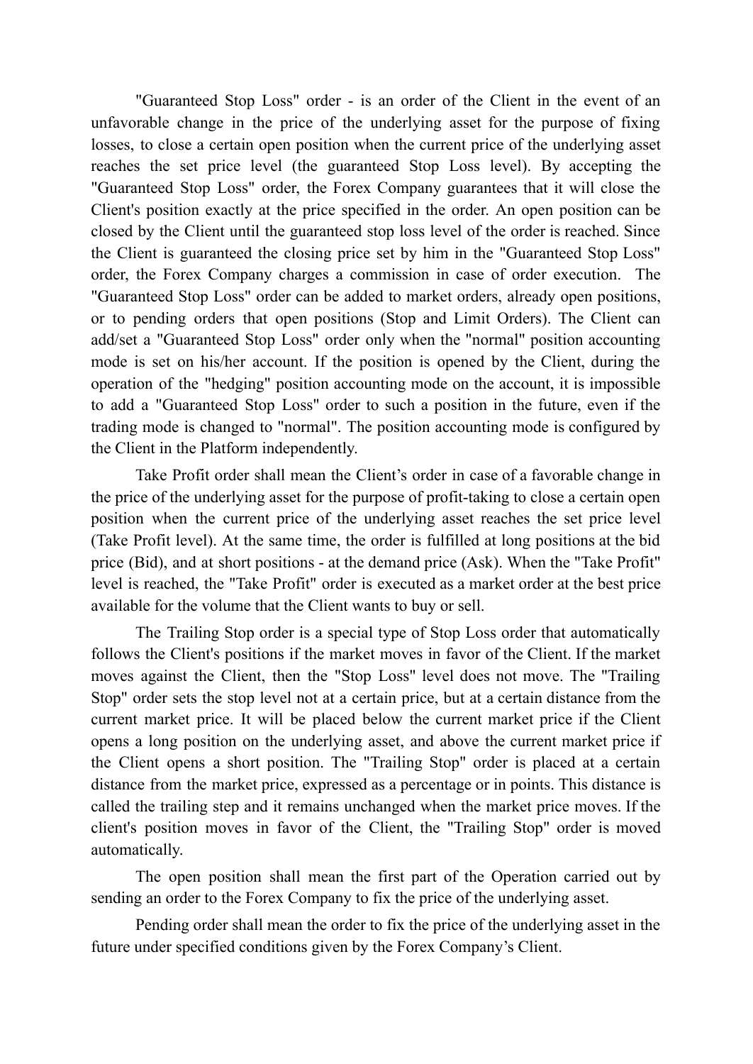"Guaranteed Stop Loss" order - is an order of the Client in the event of an unfavorable change in the price of the underlying asset for the purpose of fixing losses, to close a certain open position when the current price of the underlying asset reaches the set price level (the guaranteed Stop Loss level). By accepting the "Guaranteed Stop Loss" order, the Forex Company guarantees that it will close the Client's position exactly at the price specified in the order. An open position can be closed by the Client until the guaranteed stop loss level of the order is reached. Since the Client is guaranteed the closing price set by him in the "Guaranteed Stop Loss" order, the Forex Company charges a commission in case of order execution. The "Guaranteed Stop Loss" order can be added to market orders, already open positions, or to pending orders that open positions (Stop and Limit Orders). The Client can add/set a "Guaranteed Stop Loss" order only when the "normal" position accounting mode is set on his/her account. If the position is opened by the Client, during the operation of the "hedging" position accounting mode on the account, it is impossible to add a "Guaranteed Stop Loss" order to such a position in the future, even if the trading mode is changed to "normal". The position accounting mode is configured by the Client in the Platform independently.

Take Profit order shall mean the Client's order in case of a favorable change in the price of the underlying asset for the purpose of profit-taking to close a certain open position when the current price of the underlying asset reaches the set price level (Take Profit level). At the same time, the order is fulfilled at long positions at the bid price (Bid), and at short positions - at the demand price (Ask). When the "Take Profit" level is reached, the "Take Profit" order is executed as a market order at the best price available for the volume that the Client wants to buy or sell.

The Trailing Stop order is a special type of Stop Loss order that automatically follows the Client's positions if the market moves in favor of the Client. If the market moves against the Client, then the "Stop Loss" level does not move. The "Trailing Stop" order sets the stop level not at a certain price, but at a certain distance from the current market price. It will be placed below the current market price if the Client opens a long position on the underlying asset, and above the current market price if the Client opens a short position. The "Trailing Stop" order is placed at a certain distance from the market price, expressed as a percentage or in points. This distance is called the trailing step and it remains unchanged when the market price moves. If the client's position moves in favor of the Client, the "Trailing Stop" order is moved automatically.

The open position shall mean the first part of the Operation carried out by sending an order to the Forex Company to fix the price of the underlying asset.

Pending order shall mean the order to fix the price of the underlying asset in the future under specified conditions given by the Forex Company's Client.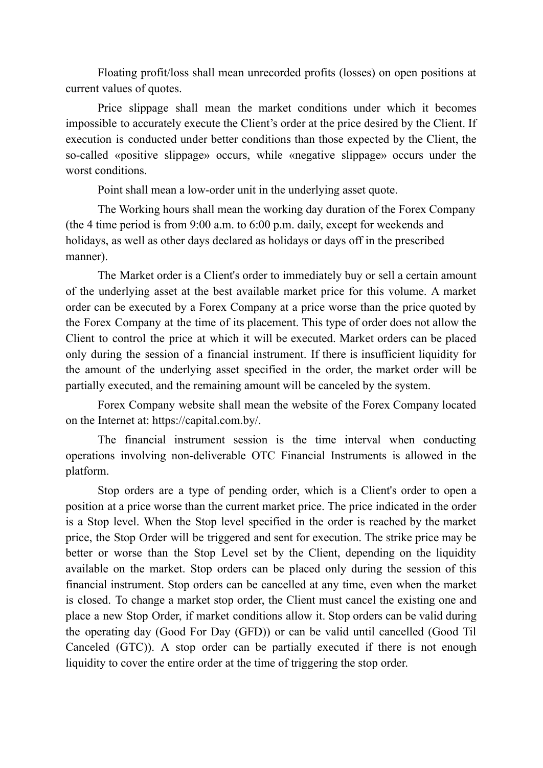Floating profit/loss shall mean unrecorded profits (losses) on open positions at current values of quotes.

Price slippage shall mean the market conditions under which it becomes impossible to accurately execute the Client's order at the price desired by the Client. If execution is conducted under better conditions than those expected by the Client, the so-called «positive slippage» occurs, while «negative slippage» occurs under the worst conditions.

Point shall mean a low-order unit in the underlying asset quote.

The Working hours shall mean the working day duration of the Forex Company (the 4 time period is from 9:00 a.m. to 6:00 p.m. daily, except for weekends and holidays, as well as other days declared as holidays or days off in the prescribed manner).

The Market order is a Client's order to immediately buy or sell a certain amount of the underlying asset at the best available market price for this volume. A market order can be executed by a Forex Company at a price worse than the price quoted by the Forex Company at the time of its placement. This type of order does not allow the Client to control the price at which it will be executed. Market orders can be placed only during the session of a financial instrument. If there is insufficient liquidity for the amount of the underlying asset specified in the order, the market order will be partially executed, and the remaining amount will be canceled by the system.

Forex Company website shall mean the website of the Forex Company located on the Internet at: https://capital.com.by/.

The financial instrument session is the time interval when conducting operations involving non-deliverable OTC Financial Instruments is allowed in the platform.

Stop orders are a type of pending order, which is a Client's order to open a position at a price worse than the current market price. The price indicated in the order is a Stop level. When the Stop level specified in the order is reached by the market price, the Stop Order will be triggered and sent for execution. The strike price may be better or worse than the Stop Level set by the Client, depending on the liquidity available on the market. Stop orders can be placed only during the session of this financial instrument. Stop orders can be cancelled at any time, even when the market is closed. To change a market stop order, the Client must cancel the existing one and place a new Stop Order, if market conditions allow it. Stop orders can be valid during the operating day (Good For Day (GFD)) or can be valid until cancelled (Good Til Canceled (GTC)). A stop order can be partially executed if there is not enough liquidity to cover the entire order at the time of triggering the stop order.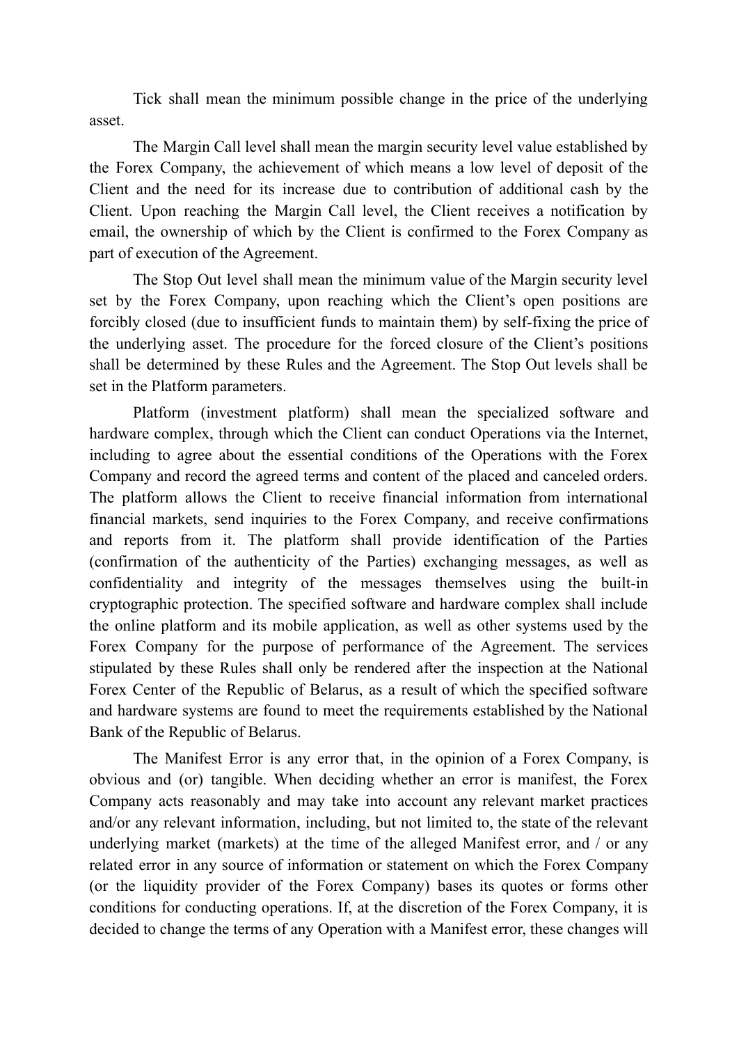Tick shall mean the minimum possible change in the price of the underlying asset.

The Margin Call level shall mean the margin security level value established by the Forex Company, the achievement of which means a low level of deposit of the Client and the need for its increase due to contribution of additional cash by the Client. Upon reaching the Margin Call level, the Client receives a notification by email, the ownership of which by the Client is confirmed to the Forex Company as part of execution of the Agreement.

The Stop Out level shall mean the minimum value of the Margin security level set by the Forex Company, upon reaching which the Client's open positions are forcibly closed (due to insufficient funds to maintain them) by self-fixing the price of the underlying asset. The procedure for the forced closure of the Client's positions shall be determined by these Rules and the Agreement. The Stop Out levels shall be set in the Platform parameters.

Platform (investment platform) shall mean the specialized software and hardware complex, through which the Client can conduct Operations via the Internet, including to agree about the essential conditions of the Operations with the Forex Company and record the agreed terms and content of the placed and canceled orders. The platform allows the Client to receive financial information from international financial markets, send inquiries to the Forex Company, and receive confirmations and reports from it. The platform shall provide identification of the Parties (confirmation of the authenticity of the Parties) exchanging messages, as well as confidentiality and integrity of the messages themselves using the built-in cryptographic protection. The specified software and hardware complex shall include the online platform and its mobile application, as well as other systems used by the Forex Company for the purpose of performance of the Agreement. The services stipulated by these Rules shall only be rendered after the inspection at the National Forex Center of the Republic of Belarus, as a result of which the specified software and hardware systems are found to meet the requirements established by the National Bank of the Republic of Belarus.

The Manifest Error is any error that, in the opinion of a Forex Company, is obvious and (or) tangible. When deciding whether an error is manifest, the Forex Company acts reasonably and may take into account any relevant market practices and/or any relevant information, including, but not limited to, the state of the relevant underlying market (markets) at the time of the alleged Manifest error, and / or any related error in any source of information or statement on which the Forex Company (or the liquidity provider of the Forex Company) bases its quotes or forms other conditions for conducting operations. If, at the discretion of the Forex Company, it is decided to change the terms of any Operation with a Manifest error, these changes will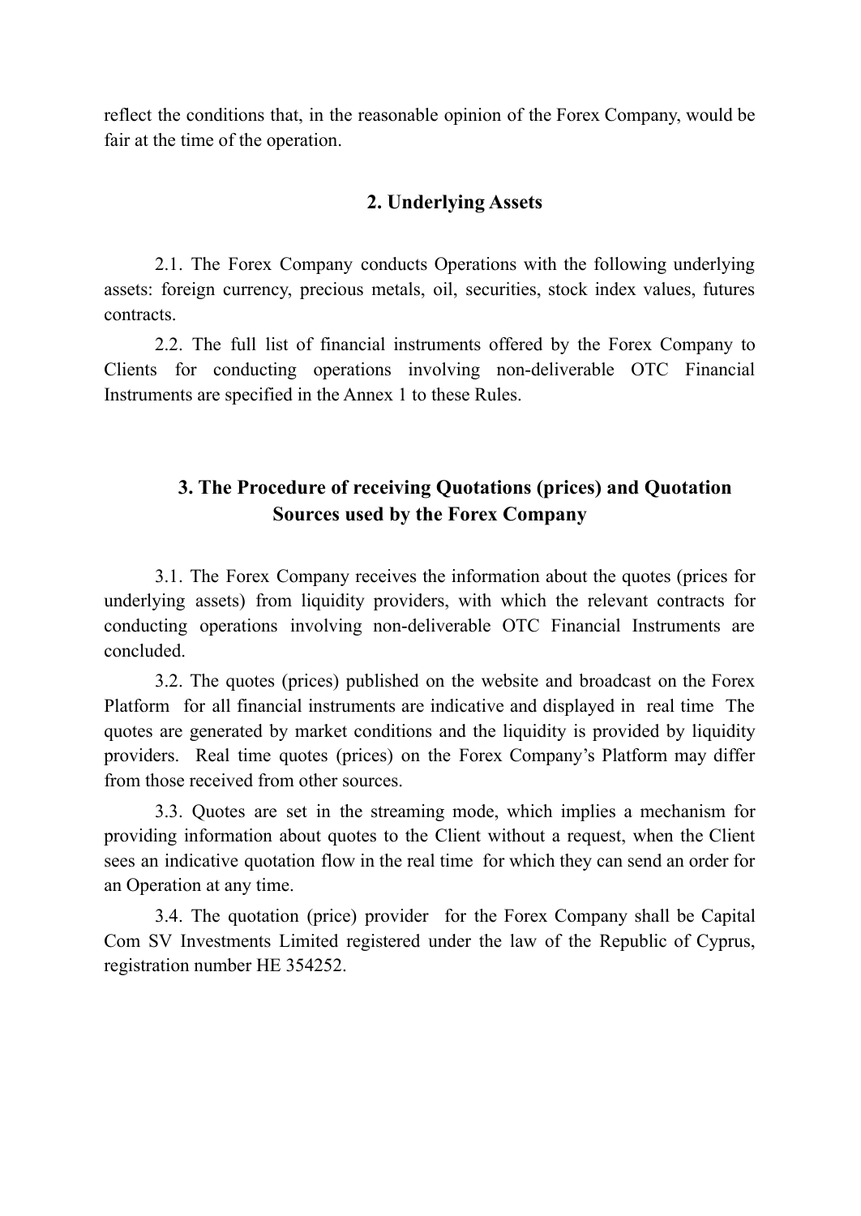reflect the conditions that, in the reasonable opinion of the Forex Company, would be fair at the time of the operation.

## 2. Underlying Assets

2.1. The Forex Company conducts Operations with the following underlying assets: foreign currency, precious metals, oil, securities, stock index values, futures contracts.

2.2. The full list of financial instruments offered by the Forex Company to Clients for conducting operations involving non-deliverable OTC Financial Instruments are specified in the Annex 1 to these Rules.

## 3. The Procedure of receiving Quotations (prices) and Quotation Sources used by the Forex Company

3.1. The Forex Company receives the information about the quotes (prices for underlying assets) from liquidity providers, with which the relevant contracts for conducting operations involving non-deliverable OTC Financial Instruments are concluded.

3.2. The quotes (prices) published on the website and broadcast on the Forex Platform for all financial instruments are indicative and displayed in real time The quotes are generated by market conditions and the liquidity is provided by liquidity providers. Real time quotes (prices) on the Forex Company's Platform may differ from those received from other sources.

3.3. Quotes are set in the streaming mode, which implies a mechanism for providing information about quotes to the Client without a request, when the Client sees an indicative quotation flow in the real time for which they can send an order for an Operation at any time.

3.4. The quotation (price) provider for the Forex Company shall be Capital Com SV Investments Limited registered under the law of the Republic of Cyprus, registration number HE 354252.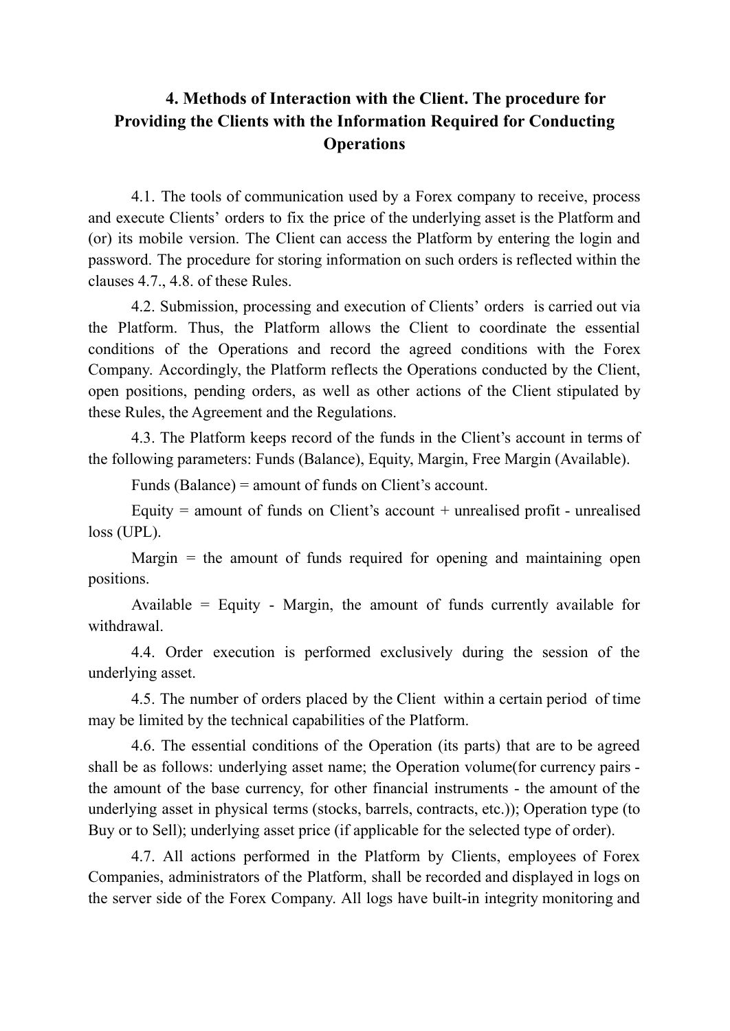## 4. Methods of Interaction with the Client. The procedure for Providing the Clients with the Information Required for Conducting Operations

4.1. The tools of communication used by a Forex company to receive, process and execute Clients' orders to fix the price of the underlying asset is the Platform and (or) its mobile version. The Client can access the Platform by entering the login and password. The procedure for storing information on such orders is reflected within the clauses 4.7., 4.8. of these Rules.

4.2. Submission, processing and execution of Clients' orders is carried out via the Platform. Thus, the Platform allows the Client to coordinate the essential conditions of the Operations and record the agreed conditions with the Forex Company. Accordingly, the Platform reflects the Operations conducted by the Client, open positions, pending orders, as well as other actions of the Client stipulated by these Rules, the Agreement and the Regulations.

4.3. The Platform keeps record of the funds in the Client's account in terms of the following parameters: Funds (Balance), Equity, Margin, Free Margin (Available).

Funds (Balance) = amount of funds on Client's account.

Equity = amount of funds on Client's account + unrealised profit - unrealised loss (UPL).

Margin = the amount of funds required for opening and maintaining open positions.

Available = Equity - Margin, the amount of funds currently available for withdrawal.

4.4. Order execution is performed exclusively during the session of the underlying asset.

4.5. The number of orders placed by the Client within a certain period of time may be limited by the technical capabilities of the Platform.

4.6. The essential conditions of the Operation (its parts) that are to be agreed shall be as follows: underlying asset name; the Operation volume(for currency pairs - the amount of the base currency, for other financial instruments - the amount of the underlying asset in physical terms (stocks, barrels, contracts, etc.)); Operation type (to Buy or to Sell); underlying asset price (if applicable for the selected type of order).

4.7. All actions performed in the Platform by Clients, employees of Forex Companies, administrators of the Platform, shall be recorded and displayed in logs on the server side of the Forex Company. All logs have built-in integrity monitoring and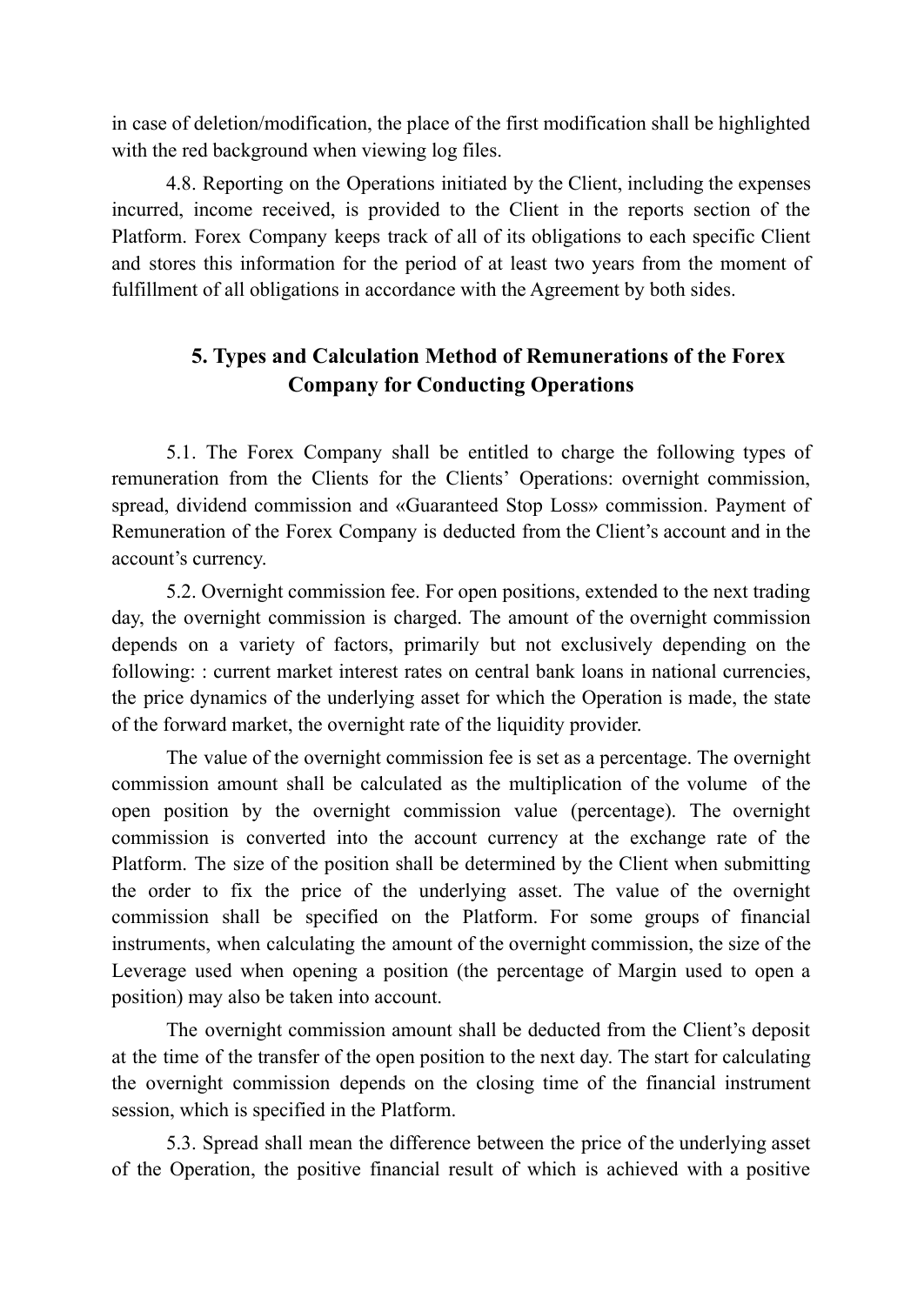in case of deletion/modification, the place of the first modification shall be highlighted with the red background when viewing log files.

4.8. Reporting on the Operations initiated by the Client, including the expenses incurred, income received, is provided to the Client in the reports section of the Platform. Forex Company keeps track of all of its obligations to each specific Client and stores this information for the period of at least two years from the moment of fulfillment of all obligations in accordance with the Agreement by both sides.

## 5. Types and Calculation Method of Remunerations of the Forex Company for Conducting Operations

5.1. The Forex Company shall be entitled to charge the following types of remuneration from the Clients for the Clients' Operations: overnight commission, spread, dividend commission and «Guaranteed Stop Loss» commission. Payment of Remuneration of the Forex Company is deducted from the Client's account and in the account's currency.

5.2. Overnight commission fee. For open positions, extended to the next trading day, the overnight commission is charged. The amount of the overnight commission depends on a variety of factors, primarily but not exclusively depending on the following: : current market interest rates on central bank loans in national currencies, the price dynamics of the underlying asset for which the Operation is made, the state of the forward market, the overnight rate of the liquidity provider.

The value of the overnight commission fee is set as a percentage. The overnight commission amount shall be calculated as the multiplication of the volume of the open position by the overnight commission value (percentage). The overnight commission is converted into the account currency at the exchange rate of the Platform. The size of the position shall be determined by the Client when submitting the order to fix the price of the underlying asset. The value of the overnight commission shall be specified on the Platform. For some groups of financial instruments, when calculating the amount of the overnight commission, the size of the Leverage used when opening a position (the percentage of Margin used to open a position) may also be taken into account.

The overnight commission amount shall be deducted from the Client's deposit at the time of the transfer of the open position to the next day. The start for calculating the overnight commission depends on the closing time of the financial instrument session, which is specified in the Platform.

5.3. Spread shall mean the difference between the price of the underlying asset of the Operation, the positive financial result of which is achieved with a positive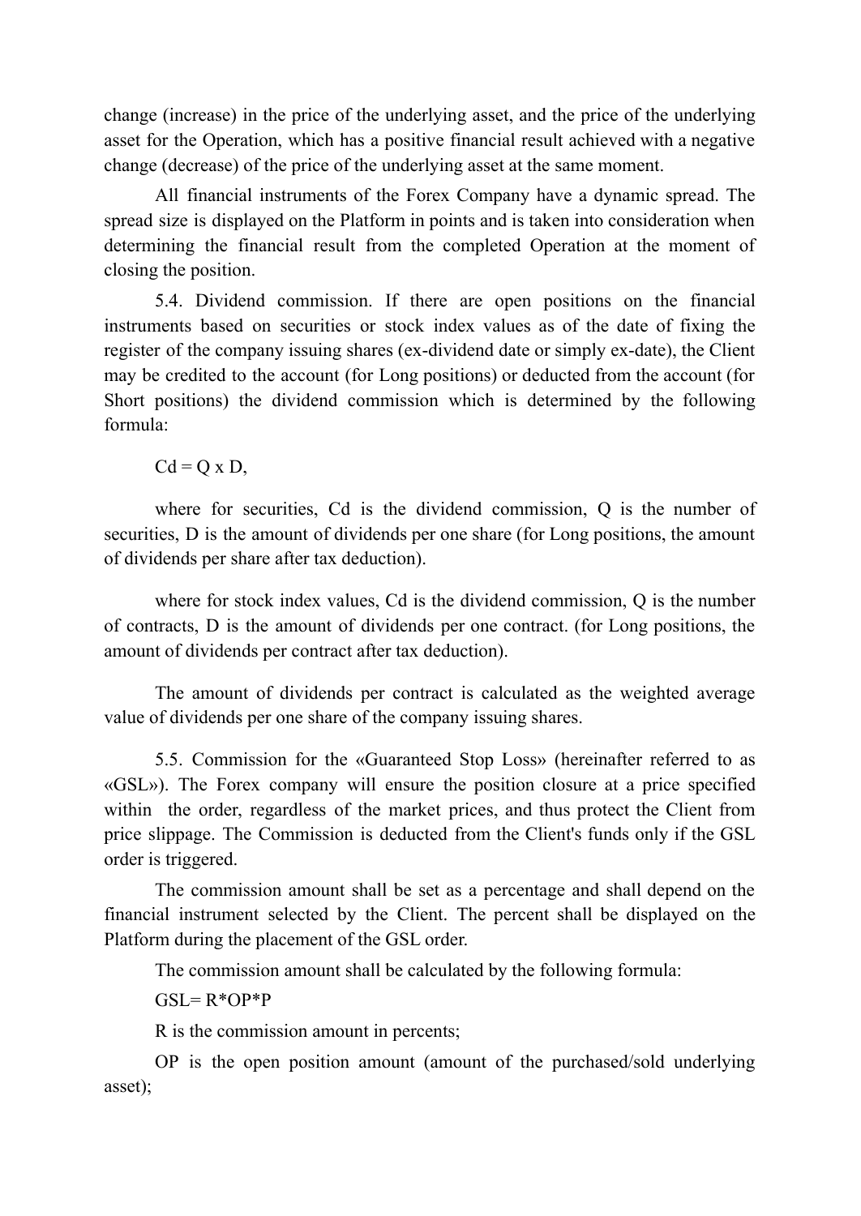change (increase) in the price of the underlying asset, and the price of the underlying asset for the Operation, which has a positive financial result achieved with a negative change (decrease) of the price of the underlying asset at the same moment.

All financial instruments of the Forex Company have a dynamic spread. The spread size is displayed on the Platform in points and is taken into consideration when determining the financial result from the completed Operation at the moment of closing the position.

5.4. Dividend commission. If there are open positions on the financial instruments based on securities or stock index values as of the date of fixing the register of the company issuing shares (ex-dividend date or simply ex-date), the Client may be credited to the account (for Long positions) or deducted from the account (for Short positions) the dividend commission which is determined by the following formula:

$$Cd = Q \times D,$$

where for securities, Cd is the dividend commission, Q is the number of securities, D is the amount of dividends per one share (for Long positions, the amount of dividends per share after tax deduction).

where for stock index values, Cd is the dividend commission, Q is the number of contracts, D is the amount of dividends per one contract. (for Long positions, the amount of dividends per contract after tax deduction).

The amount of dividends per contract is calculated as the weighted average value of dividends per one share of the company issuing shares.

5.5. Commission for the «Guaranteed Stop Loss» (hereinafter referred to as «GSL»). The Forex company will ensure the position closure at a price specified within the order, regardless of the market prices, and thus protect the Client from price slippage. The Commission is deducted from the Client's funds only if the GSL order is triggered.

The commission amount shall be set as a percentage and shall depend on the financial instrument selected by the Client. The percent shall be displayed on the Platform during the placement of the GSL order.

The commission amount shall be calculated by the following formula:

$$GSL = R*OP*P$$

R is the commission amount in percents;

OP is the open position amount (amount of the purchased/sold underlying asset);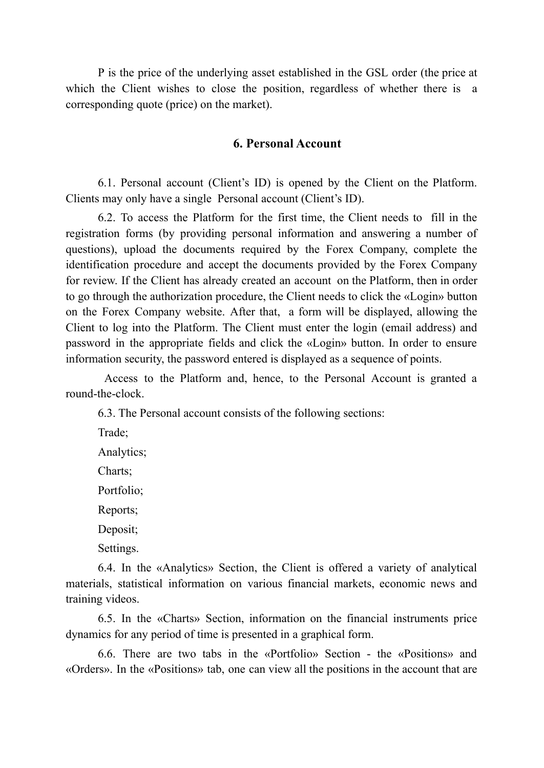P is the price of the underlying asset established in the GSL order (the price at which the Client wishes to close the position, regardless of whether there is a corresponding quote (price) on the market).

## 6. Personal Account

6.1. Personal account (Client's ID) is opened by the Client on the Platform. Clients may only have a single Personal account (Client's ID).

6.2. To access the Platform for the first time, the Client needs to fill in the registration forms (by providing personal information and answering a number of questions), upload the documents required by the Forex Company, complete the identification procedure and accept the documents provided by the Forex Company for review. If the Client has already created an account on the Platform, then in order to go through the authorization procedure, the Client needs to click the «Login» button on the Forex Company website. After that, a form will be displayed, allowing the Client to log into the Platform. The Client must enter the login (email address) and password in the appropriate fields and click the «Login» button. In order to ensure information security, the password entered is displayed as a sequence of points.

Access to the Platform and, hence, to the Personal Account is granted a round-the-clock.

6.3. The Personal account consists of the following sections:

Trade;

Analytics;

Charts;

Portfolio;

Reports;

Deposit;

Settings.

6.4. In the «Analytics» Section, the Client is offered a variety of analytical materials, statistical information on various financial markets, economic news and training videos.

6.5. In the «Charts» Section, information on the financial instruments price dynamics for any period of time is presented in a graphical form.

6.6. There are two tabs in the «Portfolio» Section - the «Positions» and «Orders». In the «Positions» tab, one can view all the positions in the account that are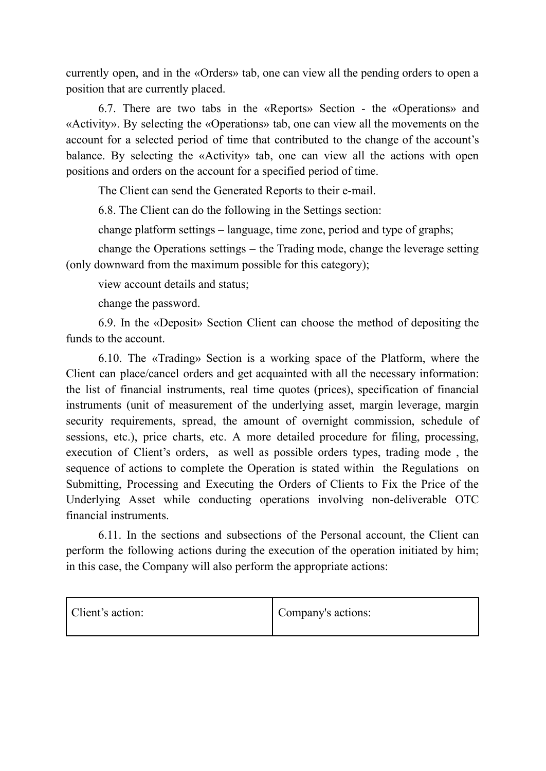currently open, and in the «Orders» tab, one can view all the pending orders to open a position that are currently placed.

6.7. There are two tabs in the «Reports» Section - the «Operations» and «Activity». By selecting the «Operations» tab, one can view all the movements on the account for a selected period of time that contributed to the change of the account's balance. By selecting the «Activity» tab, one can view all the actions with open positions and orders on the account for a specified period of time.

The Client can send the Generated Reports to their e-mail.

6.8. The Client can do the following in the Settings section:

change platform settings – language, time zone, period and type of graphs;

change the Operations settings – the Trading mode, change the leverage setting (only downward from the maximum possible for this category);

view account details and status;

change the password.

6.9. In the «Deposit» Section Client can choose the method of depositing the funds to the account.

6.10. The «Trading» Section is a working space of the Platform, where the Client can place/cancel orders and get acquainted with all the necessary information: the list of financial instruments, real time quotes (prices), specification of financial instruments (unit of measurement of the underlying asset, margin leverage, margin security requirements, spread, the amount of overnight commission, schedule of sessions, etc.), price charts, etc. A more detailed procedure for filing, processing, execution of Client's orders, as well as possible orders types, trading mode , the sequence of actions to complete the Operation is stated within the Regulations on Submitting, Processing and Executing the Orders of Clients to Fix the Price of the Underlying Asset while conducting operations involving non-deliverable OTC financial instruments.

6.11. In the sections and subsections of the Personal account, the Client can perform the following actions during the execution of the operation initiated by him; in this case, the Company will also perform the appropriate actions:

| Client's action: | Company's actions: |
|---|---|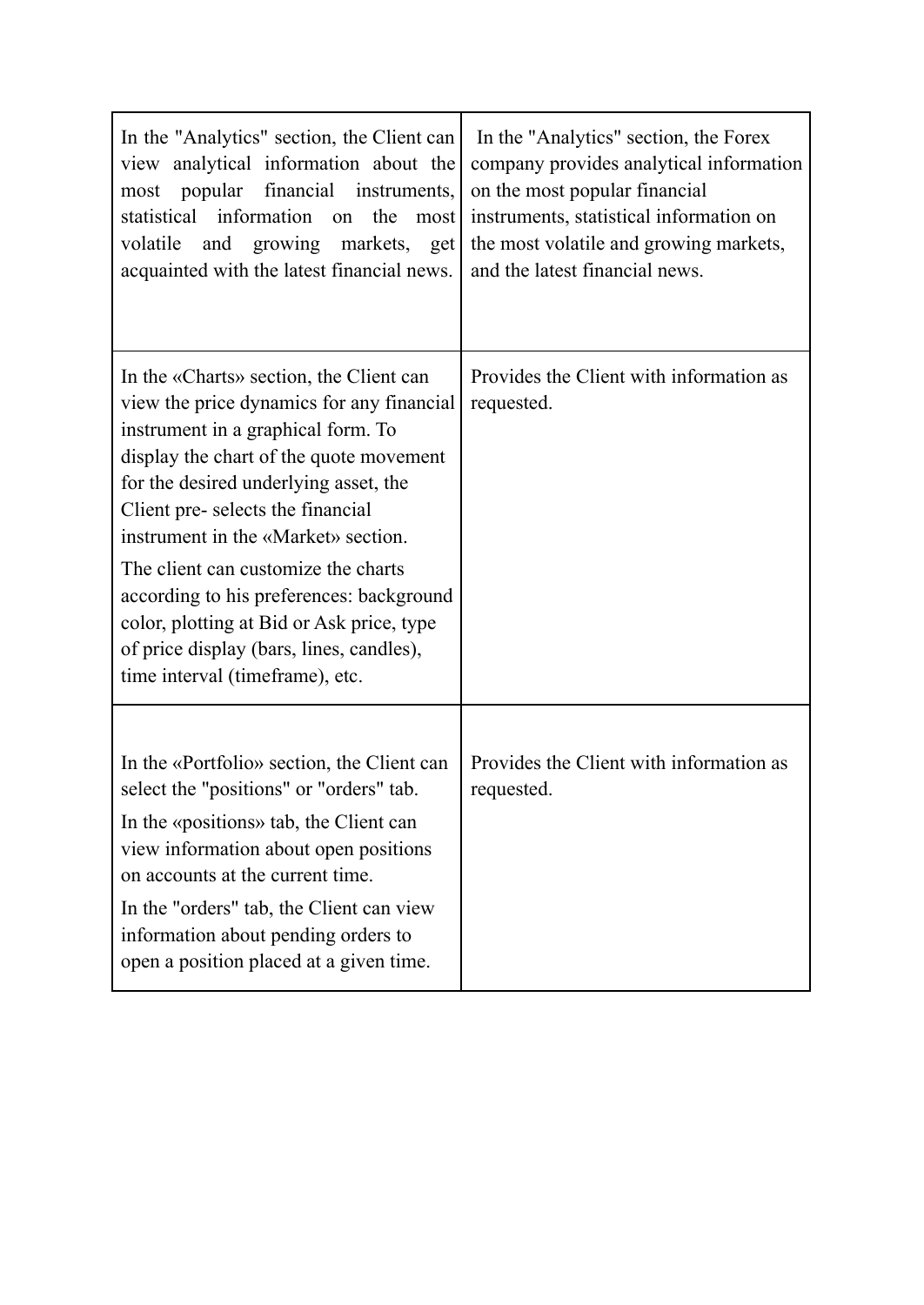| | |
|---|---|
| In the "Analytics" section, the Client can view analytical information about the most popular financial instruments, statistical information on the most volatile and growing markets, get acquainted with the latest financial news. | In the "Analytics" section, the Forex company provides analytical information on the most popular financial instruments, statistical information on the most volatile and growing markets, and the latest financial news. |
| In the «Charts» section, the Client can view the price dynamics for any financial instrument in a graphical form. To display the chart of the quote movement for the desired underlying asset, the Client pre- selects the financial instrument in the «Market» section.<br>The client can customize the charts according to his preferences: background color, plotting at Bid or Ask price, type of price display (bars, lines, candles), time interval (timeframe), etc. | Provides the Client with information as requested. |
| In the «Portfolio» section, the Client can select the "positions" or "orders" tab.<br>In the «positions» tab, the Client can view information about open positions on accounts at the current time.<br>In the "orders" tab, the Client can view information about pending orders to open a position placed at a given time. | Provides the Client with information as requested. |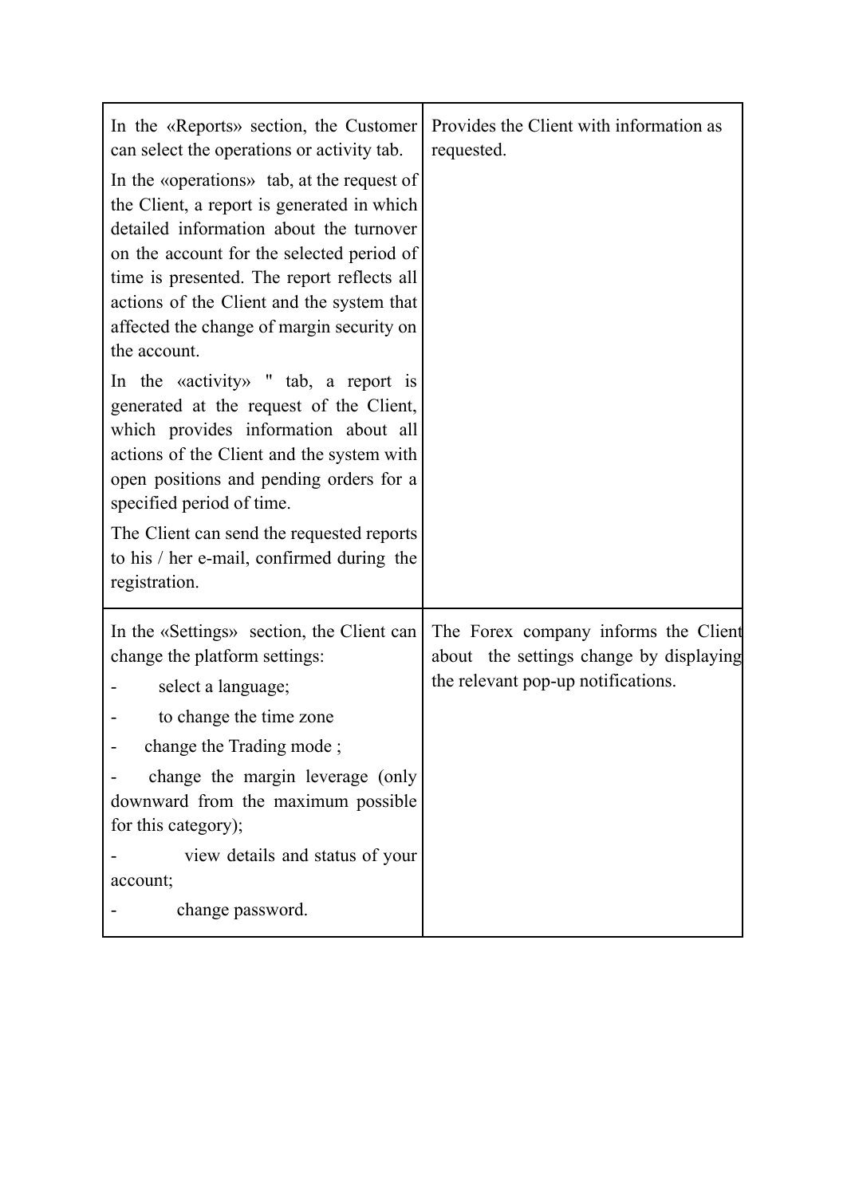| | |
|---|---|
| In the «Reports» section, the Customer can select the operations or activity tab.<br><br>In the «operations» tab, at the request of the Client, a report is generated in which detailed information about the turnover on the account for the selected period of time is presented. The report reflects all actions of the Client and the system that affected the change of margin security on the account.<br><br>In the «activity» " tab, a report is generated at the request of the Client, which provides information about all actions of the Client and the system with open positions and pending orders for a specified period of time.<br><br>The Client can send the requested reports to his / her e-mail, confirmed during the registration. | Provides the Client with information as requested. |
| In the «Settings» section, the Client can change the platform settings:<br><br>- select a language;<br><br>- to change the time zone<br><br>- change the Trading mode ;<br><br>- change the margin leverage (only downward from the maximum possible for this category);<br><br>- view details and status of your account;<br><br>- change password. | The Forex company informs the Client about the settings change by displaying the relevant pop-up notifications. |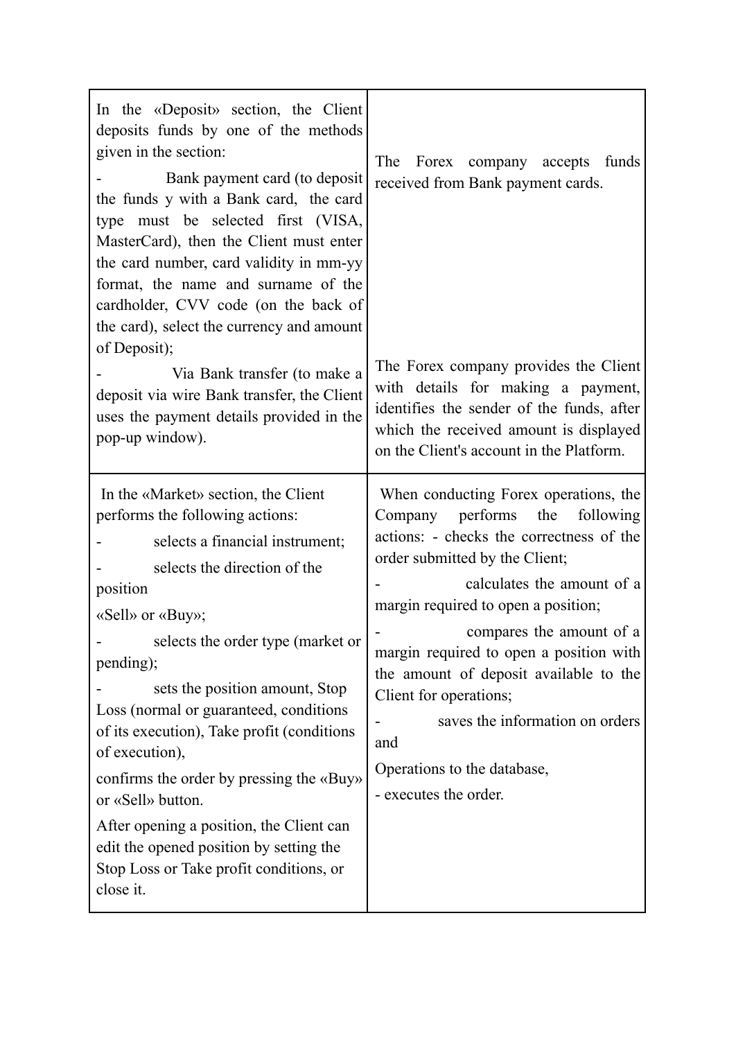| | |
|---|---|
| In the «Deposit» section, the Client deposits funds by one of the methods given in the section:<br>- Bank payment card (to deposit the funds y with a Bank card, the card type must be selected first (VISA, MasterCard), then the Client must enter the card number, card validity in mm-yy format, the name and surname of the cardholder, CVV code (on the back of the card), select the currency and amount of Deposit);<br>- Via Bank transfer (to make a deposit via wire Bank transfer, the Client uses the payment details provided in the pop-up window). | The Forex company accepts funds received from Bank payment cards.<br><br>The Forex company provides the Client with details for making a payment, identifies the sender of the funds, after which the received amount is displayed on the Client's account in the Platform. |
| In the «Market» section, the Client performs the following actions:<br>- selects a financial instrument;<br>- selects the direction of the position «Sell» or «Buy»;<br>- selects the order type (market or pending);<br>- sets the position amount, Stop Loss (normal or guaranteed, conditions of its execution), Take profit (conditions of execution),<br>confirms the order by pressing the «Buy» or «Sell» button.<br>After opening a position, the Client can edit the opened position by setting the Stop Loss or Take profit conditions, or close it. | When conducting Forex operations, the Company performs the following actions: - checks the correctness of the order submitted by the Client;<br>- calculates the amount of a margin required to open a position;<br>- compares the amount of a margin required to open a position with the amount of deposit available to the Client for operations;<br>- saves the information on orders and<br>Operations to the database,<br>- executes the order. |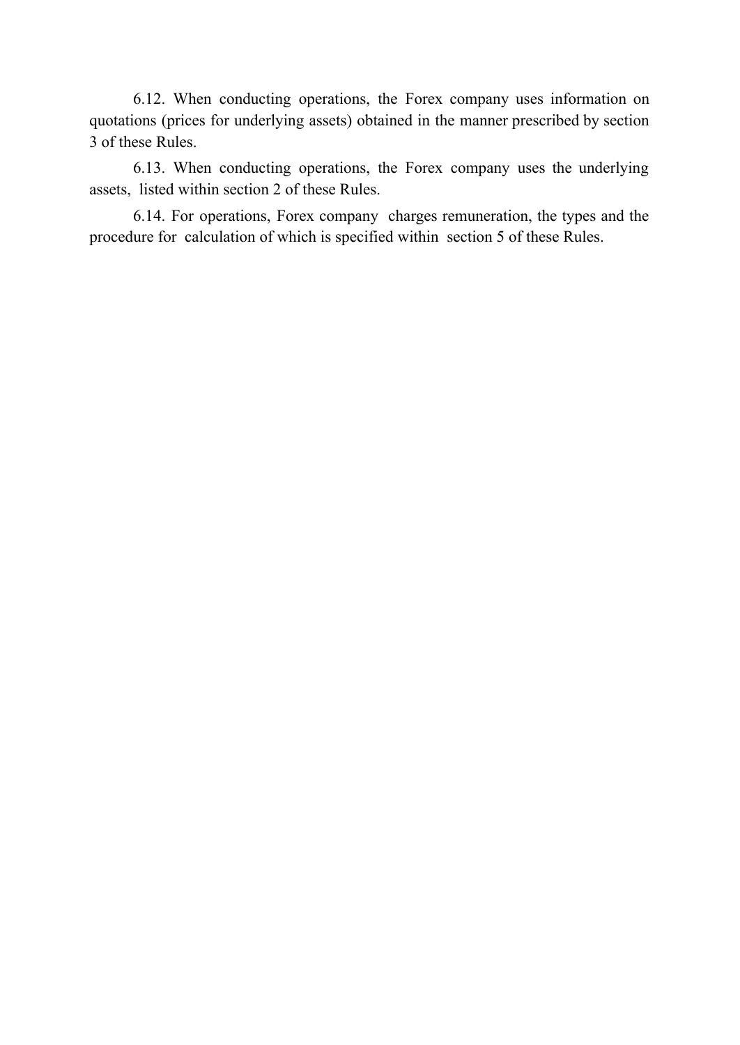6.12. When conducting operations, the Forex company uses information on quotations (prices for underlying assets) obtained in the manner prescribed by section 3 of these Rules.

6.13. When conducting operations, the Forex company uses the underlying assets, listed within section 2 of these Rules.

6.14. For operations, Forex company charges remuneration, the types and the procedure for calculation of which is specified within section 5 of these Rules.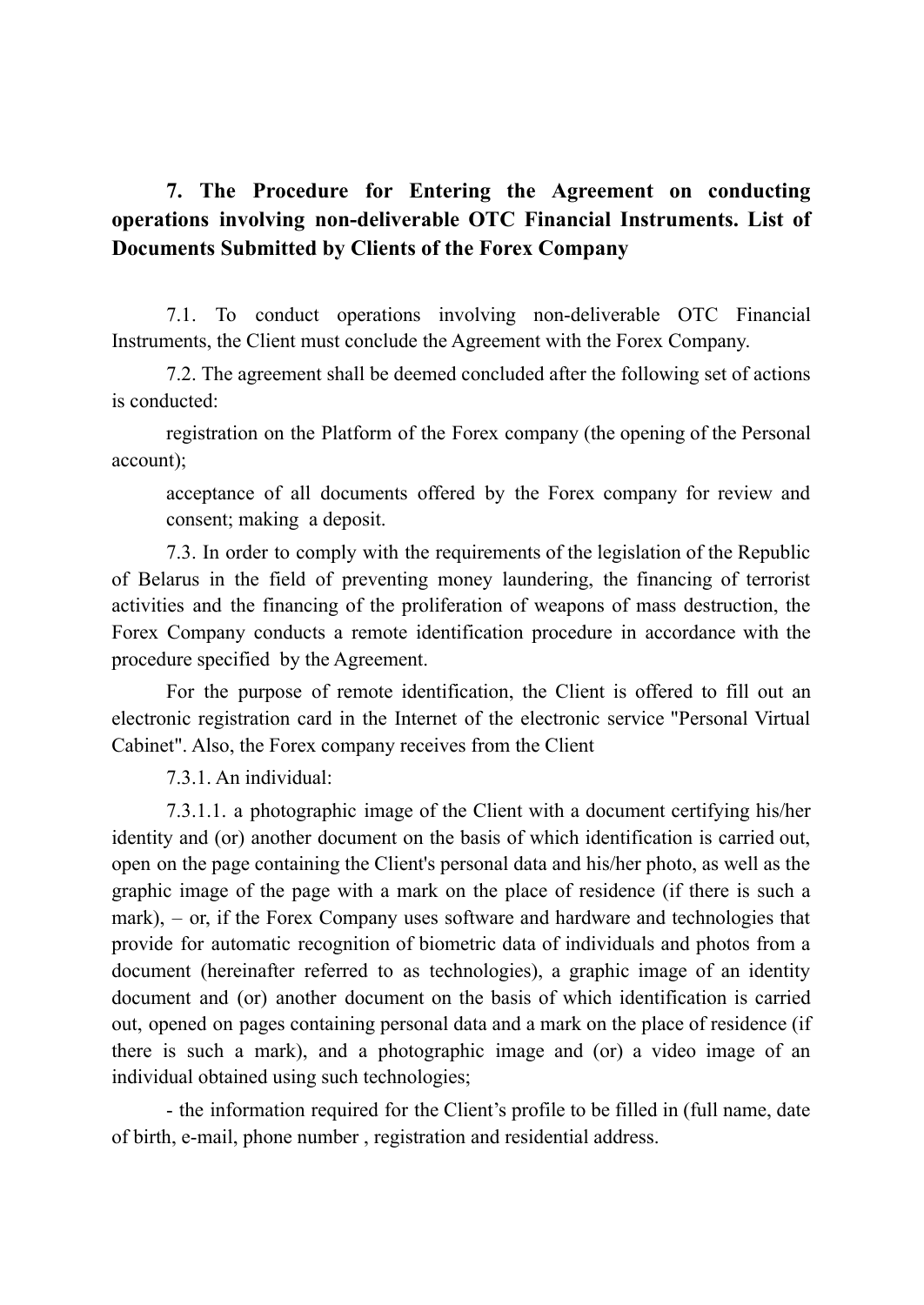## 7. The Procedure for Entering the Agreement on conducting operations involving non-deliverable OTC Financial Instruments. List of Documents Submitted by Clients of the Forex Company

7.1. To conduct operations involving non-deliverable OTC Financial Instruments, the Client must conclude the Agreement with the Forex Company.

7.2. The agreement shall be deemed concluded after the following set of actions is conducted:

registration on the Platform of the Forex company (the opening of the Personal account);

acceptance of all documents offered by the Forex company for review and consent; making a deposit.

7.3. In order to comply with the requirements of the legislation of the Republic of Belarus in the field of preventing money laundering, the financing of terrorist activities and the financing of the proliferation of weapons of mass destruction, the Forex Company conducts a remote identification procedure in accordance with the procedure specified by the Agreement.

For the purpose of remote identification, the Client is offered to fill out an electronic registration card in the Internet of the electronic service "Personal Virtual Cabinet". Also, the Forex company receives from the Client

7.3.1. An individual:

7.3.1.1. a photographic image of the Client with a document certifying his/her identity and (or) another document on the basis of which identification is carried out, open on the page containing the Client's personal data and his/her photo, as well as the graphic image of the page with a mark on the place of residence (if there is such a mark), – or, if the Forex Company uses software and hardware and technologies that provide for automatic recognition of biometric data of individuals and photos from a document (hereinafter referred to as technologies), a graphic image of an identity document and (or) another document on the basis of which identification is carried out, opened on pages containing personal data and a mark on the place of residence (if there is such a mark), and a photographic image and (or) a video image of an individual obtained using such technologies;

- the information required for the Client's profile to be filled in (full name, date of birth, e-mail, phone number , registration and residential address.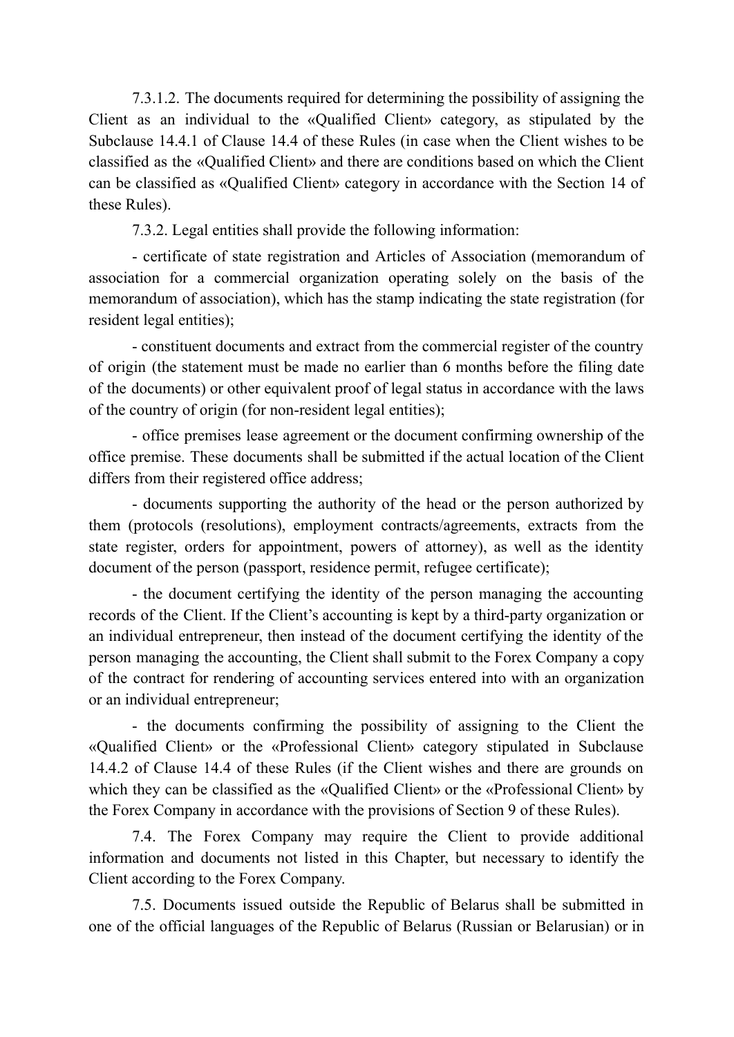7.3.1.2. The documents required for determining the possibility of assigning the Client as an individual to the «Qualified Client» category, as stipulated by the Subclause 14.4.1 of Clause 14.4 of these Rules (in case when the Client wishes to be classified as the «Qualified Client» and there are conditions based on which the Client can be classified as «Qualified Client» category in accordance with the Section 14 of these Rules).

7.3.2. Legal entities shall provide the following information:

- certificate of state registration and Articles of Association (memorandum of association for a commercial organization operating solely on the basis of the memorandum of association), which has the stamp indicating the state registration (for resident legal entities);

- constituent documents and extract from the commercial register of the country of origin (the statement must be made no earlier than 6 months before the filing date of the documents) or other equivalent proof of legal status in accordance with the laws of the country of origin (for non-resident legal entities);

- office premises lease agreement or the document confirming ownership of the office premise. These documents shall be submitted if the actual location of the Client differs from their registered office address;

- documents supporting the authority of the head or the person authorized by them (protocols (resolutions), employment contracts/agreements, extracts from the state register, orders for appointment, powers of attorney), as well as the identity document of the person (passport, residence permit, refugee certificate);

- the document certifying the identity of the person managing the accounting records of the Client. If the Client's accounting is kept by a third-party organization or an individual entrepreneur, then instead of the document certifying the identity of the person managing the accounting, the Client shall submit to the Forex Company a copy of the contract for rendering of accounting services entered into with an organization or an individual entrepreneur;

- the documents confirming the possibility of assigning to the Client the «Qualified Client» or the «Professional Client» category stipulated in Subclause 14.4.2 of Clause 14.4 of these Rules (if the Client wishes and there are grounds on which they can be classified as the «Qualified Client» or the «Professional Client» by the Forex Company in accordance with the provisions of Section 9 of these Rules).

7.4. The Forex Company may require the Client to provide additional information and documents not listed in this Chapter, but necessary to identify the Client according to the Forex Company.

7.5. Documents issued outside the Republic of Belarus shall be submitted in one of the official languages of the Republic of Belarus (Russian or Belarusian) or in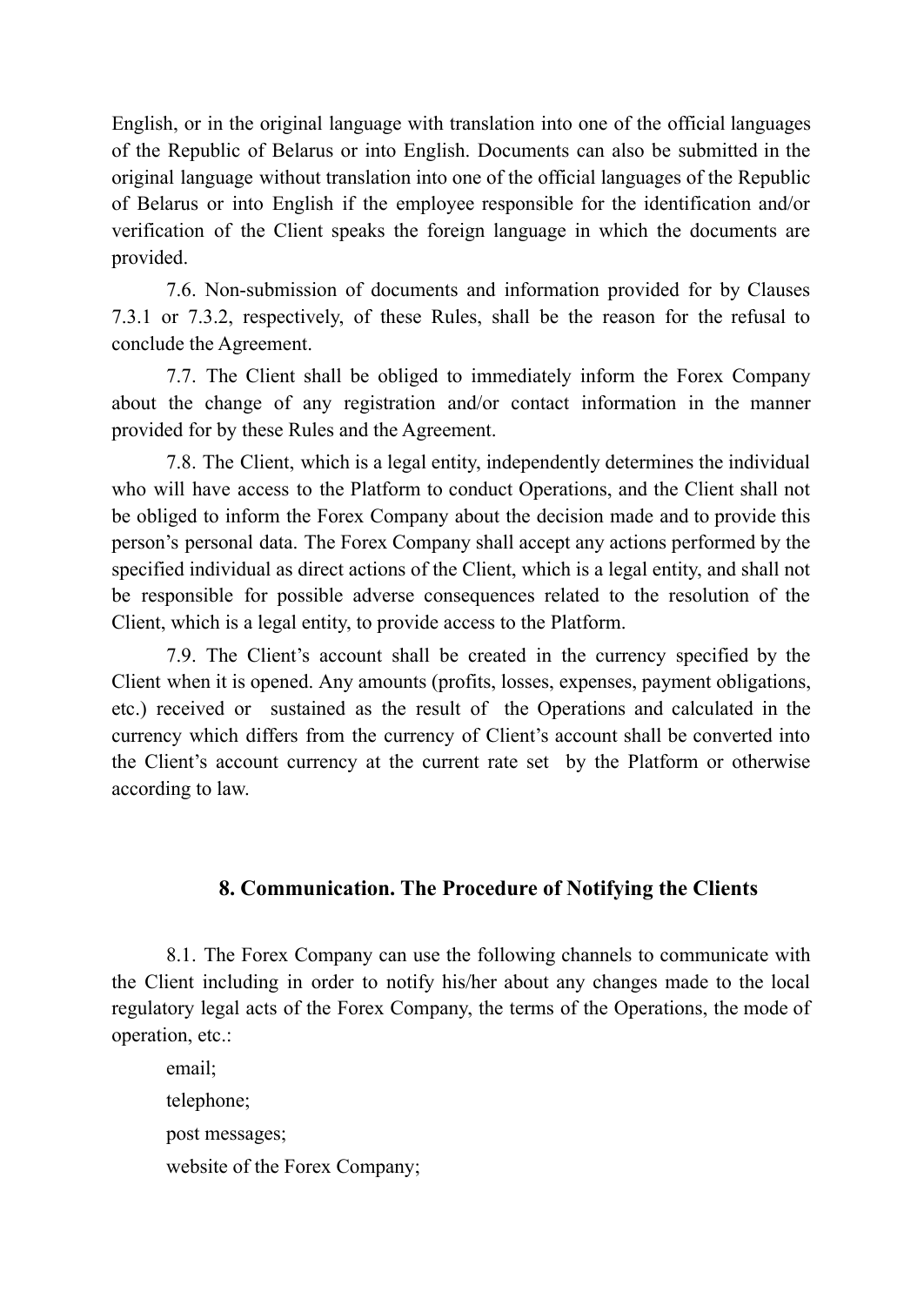English, or in the original language with translation into one of the official languages of the Republic of Belarus or into English. Documents can also be submitted in the original language without translation into one of the official languages of the Republic of Belarus or into English if the employee responsible for the identification and/or verification of the Client speaks the foreign language in which the documents are provided.

7.6. Non-submission of documents and information provided for by Clauses 7.3.1 or 7.3.2, respectively, of these Rules, shall be the reason for the refusal to conclude the Agreement.

7.7. The Client shall be obliged to immediately inform the Forex Company about the change of any registration and/or contact information in the manner provided for by these Rules and the Agreement.

7.8. The Client, which is a legal entity, independently determines the individual who will have access to the Platform to conduct Operations, and the Client shall not be obliged to inform the Forex Company about the decision made and to provide this person's personal data. The Forex Company shall accept any actions performed by the specified individual as direct actions of the Client, which is a legal entity, and shall not be responsible for possible adverse consequences related to the resolution of the Client, which is a legal entity, to provide access to the Platform.

7.9. The Client's account shall be created in the currency specified by the Client when it is opened. Any amounts (profits, losses, expenses, payment obligations, etc.) received or sustained as the result of the Operations and calculated in the currency which differs from the currency of Client's account shall be converted into the Client's account currency at the current rate set by the Platform or otherwise according to law.

## 8. Communication. The Procedure of Notifying the Clients

8.1. The Forex Company can use the following channels to communicate with the Client including in order to notify his/her about any changes made to the local regulatory legal acts of the Forex Company, the terms of the Operations, the mode of operation, etc.:

email;

telephone;

post messages;

website of the Forex Company;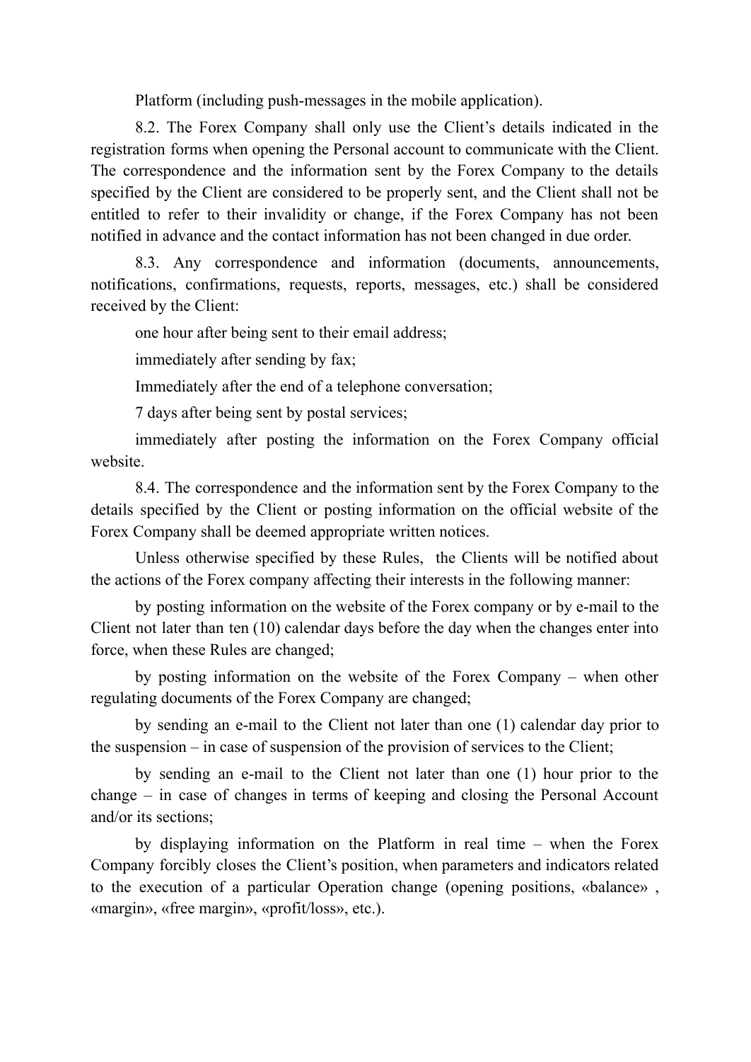Platform (including push-messages in the mobile application).

8.2. The Forex Company shall only use the Client's details indicated in the registration forms when opening the Personal account to communicate with the Client. The correspondence and the information sent by the Forex Company to the details specified by the Client are considered to be properly sent, and the Client shall not be entitled to refer to their invalidity or change, if the Forex Company has not been notified in advance and the contact information has not been changed in due order.

8.3. Any correspondence and information (documents, announcements, notifications, confirmations, requests, reports, messages, etc.) shall be considered received by the Client:

one hour after being sent to their email address;

immediately after sending by fax;

Immediately after the end of a telephone conversation;

7 days after being sent by postal services;

immediately after posting the information on the Forex Company official website.

8.4. The correspondence and the information sent by the Forex Company to the details specified by the Client or posting information on the official website of the Forex Company shall be deemed appropriate written notices.

Unless otherwise specified by these Rules, the Clients will be notified about the actions of the Forex company affecting their interests in the following manner:

by posting information on the website of the Forex company or by e-mail to the Client not later than ten (10) calendar days before the day when the changes enter into force, when these Rules are changed;

by posting information on the website of the Forex Company – when other regulating documents of the Forex Company are changed;

by sending an e-mail to the Client not later than one (1) calendar day prior to the suspension – in case of suspension of the provision of services to the Client;

by sending an e-mail to the Client not later than one (1) hour prior to the change – in case of changes in terms of keeping and closing the Personal Account and/or its sections;

by displaying information on the Platform in real time – when the Forex Company forcibly closes the Client's position, when parameters and indicators related to the execution of a particular Operation change (opening positions, «balance» , «margin», «free margin», «profit/loss», etc.).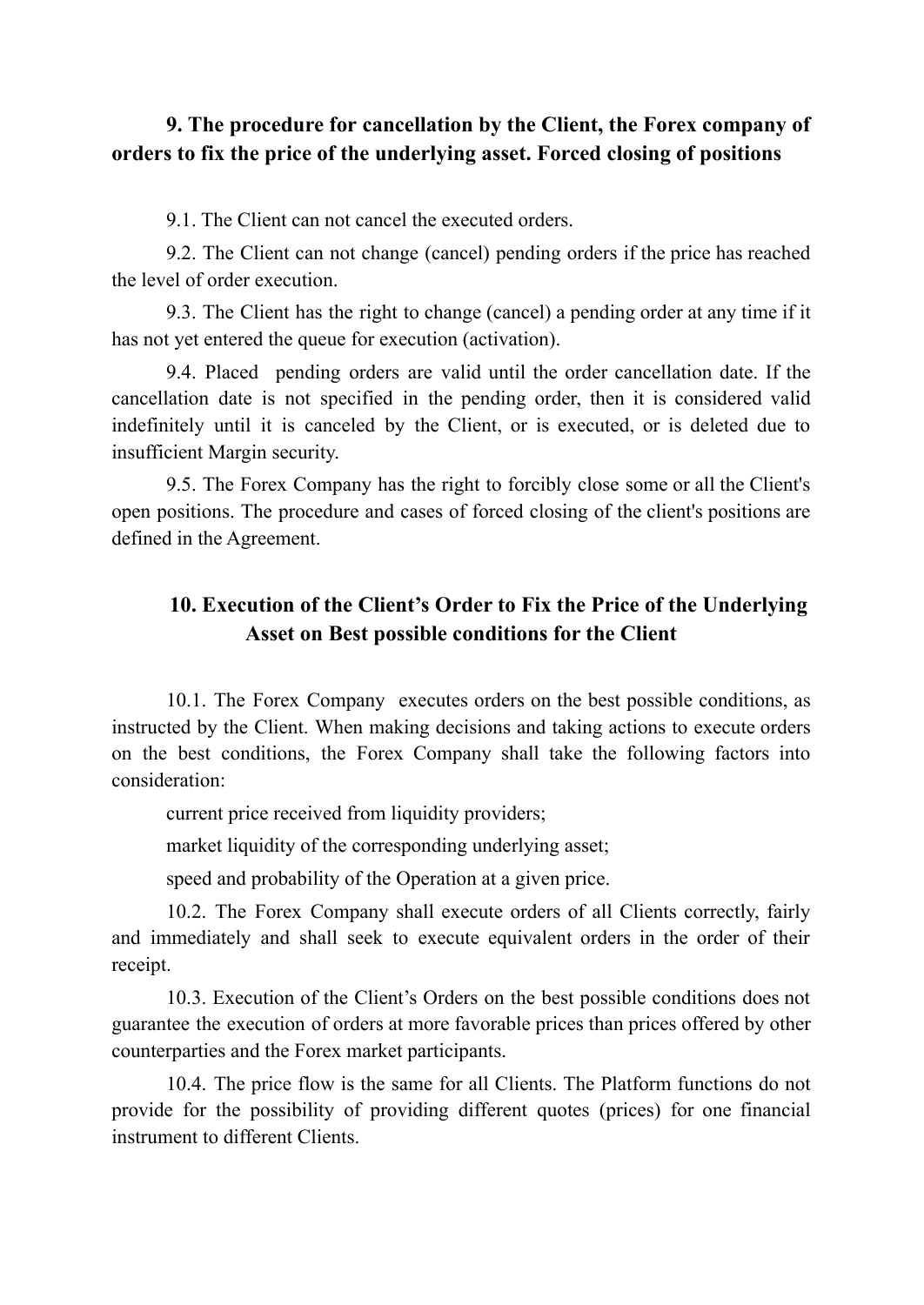## 9. The procedure for cancellation by the Client, the Forex company of orders to fix the price of the underlying asset. Forced closing of positions

9.1. The Client can not cancel the executed orders.

9.2. The Client can not change (cancel) pending orders if the price has reached the level of order execution.

9.3. The Client has the right to change (cancel) a pending order at any time if it has not yet entered the queue for execution (activation).

9.4. Placed pending orders are valid until the order cancellation date. If the cancellation date is not specified in the pending order, then it is considered valid indefinitely until it is canceled by the Client, or is executed, or is deleted due to insufficient Margin security.

9.5. The Forex Company has the right to forcibly close some or all the Client's open positions. The procedure and cases of forced closing of the client's positions are defined in the Agreement.

## 10. Execution of the Client's Order to Fix the Price of the Underlying Asset on Best possible conditions for the Client

10.1. The Forex Company executes orders on the best possible conditions, as instructed by the Client. When making decisions and taking actions to execute orders on the best conditions, the Forex Company shall take the following factors into consideration:

current price received from liquidity providers;

market liquidity of the corresponding underlying asset;

speed and probability of the Operation at a given price.

10.2. The Forex Company shall execute orders of all Clients correctly, fairly and immediately and shall seek to execute equivalent orders in the order of their receipt.

10.3. Execution of the Client's Orders on the best possible conditions does not guarantee the execution of orders at more favorable prices than prices offered by other counterparties and the Forex market participants.

10.4. The price flow is the same for all Clients. The Platform functions do not provide for the possibility of providing different quotes (prices) for one financial instrument to different Clients.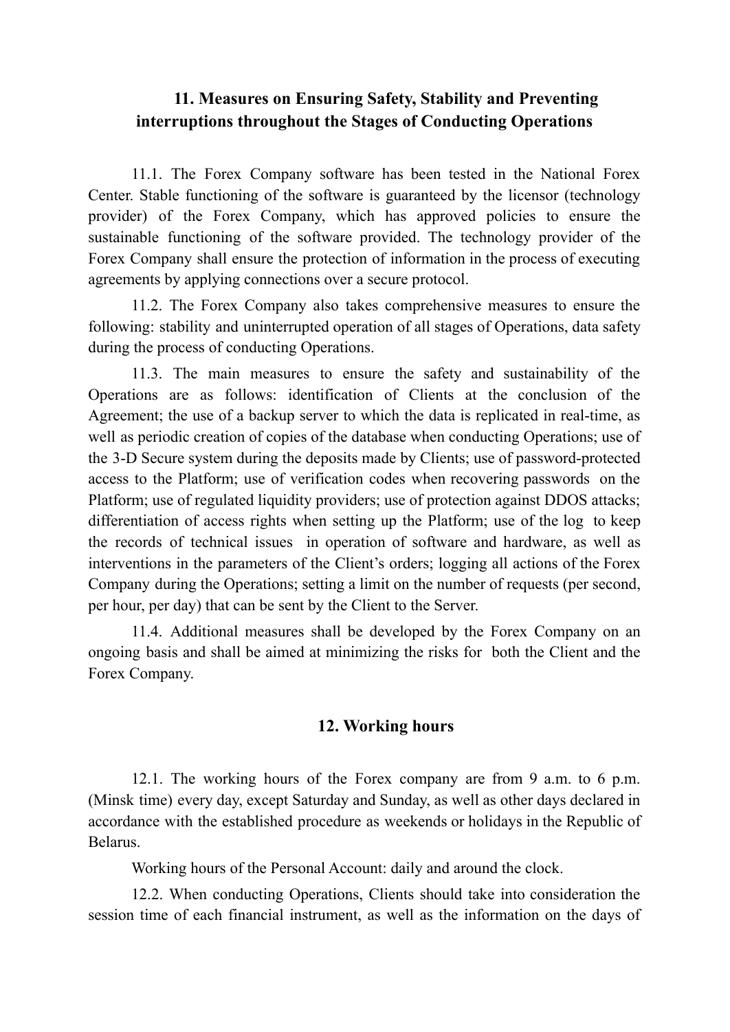## 11. Measures on Ensuring Safety, Stability and Preventing interruptions throughout the Stages of Conducting Operations

11.1. The Forex Company software has been tested in the National Forex Center. Stable functioning of the software is guaranteed by the licensor (technology provider) of the Forex Company, which has approved policies to ensure the sustainable functioning of the software provided. The technology provider of the Forex Company shall ensure the protection of information in the process of executing agreements by applying connections over a secure protocol.

11.2. The Forex Company also takes comprehensive measures to ensure the following: stability and uninterrupted operation of all stages of Operations, data safety during the process of conducting Operations.

11.3. The main measures to ensure the safety and sustainability of the Operations are as follows: identification of Clients at the conclusion of the Agreement; the use of a backup server to which the data is replicated in real-time, as well as periodic creation of copies of the database when conducting Operations; use of the 3-D Secure system during the deposits made by Clients; use of password-protected access to the Platform; use of verification codes when recovering passwords on the Platform; use of regulated liquidity providers; use of protection against DDOS attacks; differentiation of access rights when setting up the Platform; use of the log to keep the records of technical issues in operation of software and hardware, as well as interventions in the parameters of the Client's orders; logging all actions of the Forex Company during the Operations; setting a limit on the number of requests (per second, per hour, per day) that can be sent by the Client to the Server.

11.4. Additional measures shall be developed by the Forex Company on an ongoing basis and shall be aimed at minimizing the risks for both the Client and the Forex Company.

## 12. Working hours

12.1. The working hours of the Forex company are from 9 a.m. to 6 p.m. (Minsk time) every day, except Saturday and Sunday, as well as other days declared in accordance with the established procedure as weekends or holidays in the Republic of Belarus.

Working hours of the Personal Account: daily and around the clock.

12.2. When conducting Operations, Clients should take into consideration the session time of each financial instrument, as well as the information on the days of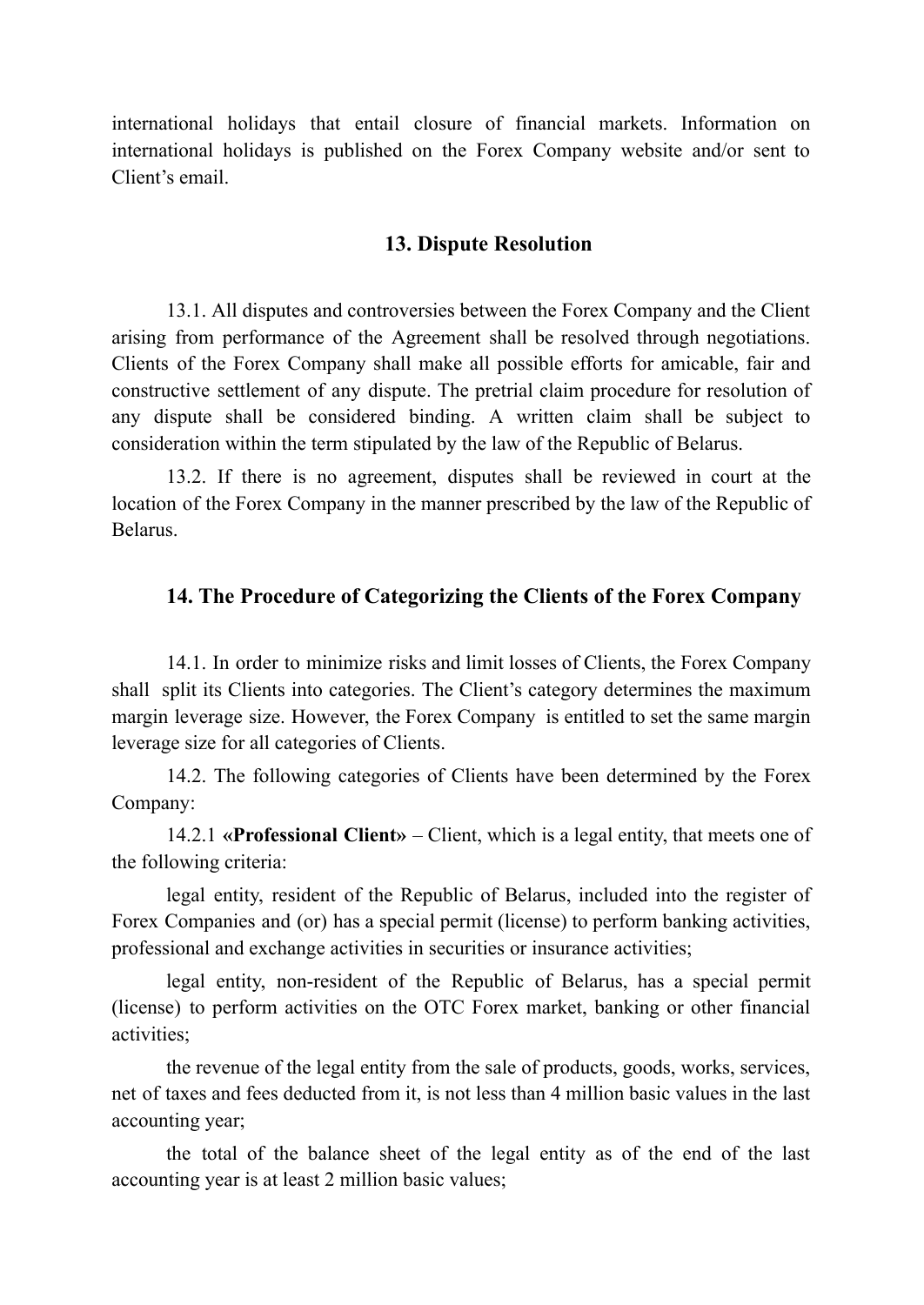international holidays that entail closure of financial markets. Information on international holidays is published on the Forex Company website and/or sent to Client's email.

## 13. Dispute Resolution

13.1. All disputes and controversies between the Forex Company and the Client arising from performance of the Agreement shall be resolved through negotiations. Clients of the Forex Company shall make all possible efforts for amicable, fair and constructive settlement of any dispute. The pretrial claim procedure for resolution of any dispute shall be considered binding. A written claim shall be subject to consideration within the term stipulated by the law of the Republic of Belarus.

13.2. If there is no agreement, disputes shall be reviewed in court at the location of the Forex Company in the manner prescribed by the law of the Republic of Belarus.

## 14. The Procedure of Categorizing the Clients of the Forex Company

14.1. In order to minimize risks and limit losses of Clients, the Forex Company shall split its Clients into categories. The Client's category determines the maximum margin leverage size. However, the Forex Company is entitled to set the same margin leverage size for all categories of Clients.

14.2. The following categories of Clients have been determined by the Forex Company:

14.2.1 **«Professional Client»** – Client, which is a legal entity, that meets one of the following criteria:

legal entity, resident of the Republic of Belarus, included into the register of Forex Companies and (or) has a special permit (license) to perform banking activities, professional and exchange activities in securities or insurance activities;

legal entity, non-resident of the Republic of Belarus, has a special permit (license) to perform activities on the OTC Forex market, banking or other financial activities;

the revenue of the legal entity from the sale of products, goods, works, services, net of taxes and fees deducted from it, is not less than 4 million basic values in the last accounting year;

the total of the balance sheet of the legal entity as of the end of the last accounting year is at least 2 million basic values;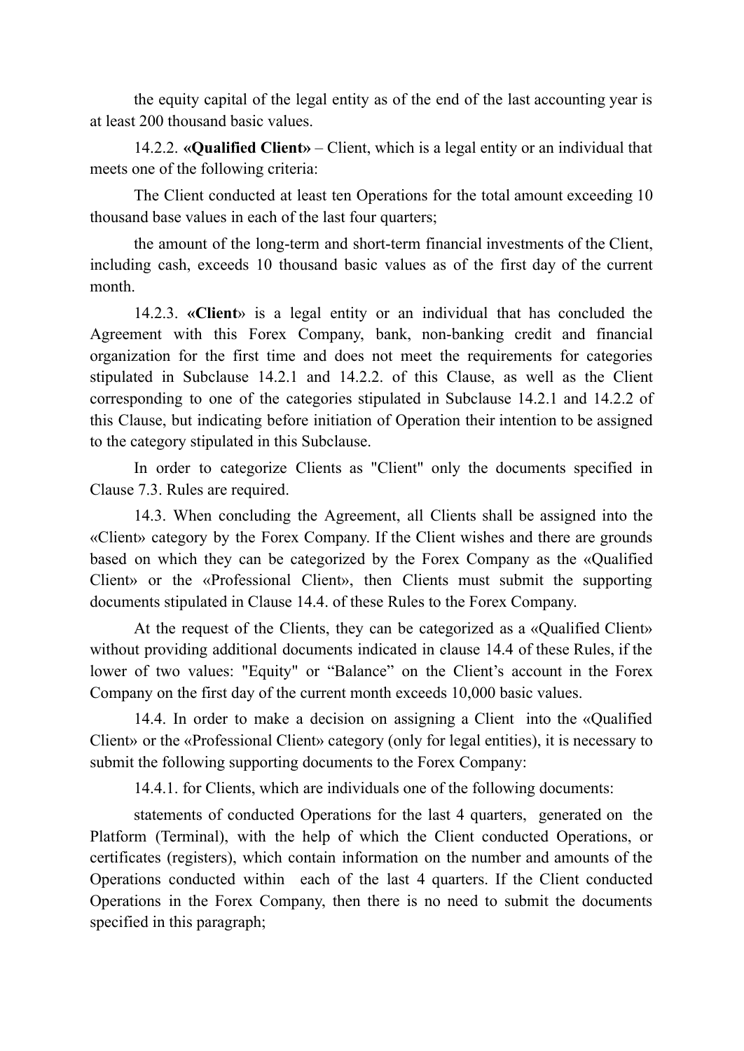the equity capital of the legal entity as of the end of the last accounting year is at least 200 thousand basic values.

14.2.2. **«Qualified Client»** – Client, which is a legal entity or an individual that meets one of the following criteria:

The Client conducted at least ten Operations for the total amount exceeding 10 thousand base values in each of the last four quarters;

the amount of the long-term and short-term financial investments of the Client, including cash, exceeds 10 thousand basic values as of the first day of the current month.

14.2.3. **«Client»** is a legal entity or an individual that has concluded the Agreement with this Forex Company, bank, non-banking credit and financial organization for the first time and does not meet the requirements for categories stipulated in Subclause 14.2.1 and 14.2.2. of this Clause, as well as the Client corresponding to one of the categories stipulated in Subclause 14.2.1 and 14.2.2 of this Clause, but indicating before initiation of Operation their intention to be assigned to the category stipulated in this Subclause.

In order to categorize Clients as "Client" only the documents specified in Clause 7.3. Rules are required.

14.3. When concluding the Agreement, all Clients shall be assigned into the «Client» category by the Forex Company. If the Client wishes and there are grounds based on which they can be categorized by the Forex Company as the «Qualified Client» or the «Professional Client», then Clients must submit the supporting documents stipulated in Clause 14.4. of these Rules to the Forex Company.

At the request of the Clients, they can be categorized as a «Qualified Client» without providing additional documents indicated in clause 14.4 of these Rules, if the lower of two values: "Equity" or “Balance” on the Client’s account in the Forex Company on the first day of the current month exceeds 10,000 basic values.

14.4. In order to make a decision on assigning a Client into the «Qualified Client» or the «Professional Client» category (only for legal entities), it is necessary to submit the following supporting documents to the Forex Company:

14.4.1. for Clients, which are individuals one of the following documents:

statements of conducted Operations for the last 4 quarters, generated on the Platform (Terminal), with the help of which the Client conducted Operations, or certificates (registers), which contain information on the number and amounts of the Operations conducted within each of the last 4 quarters. If the Client conducted Operations in the Forex Company, then there is no need to submit the documents specified in this paragraph;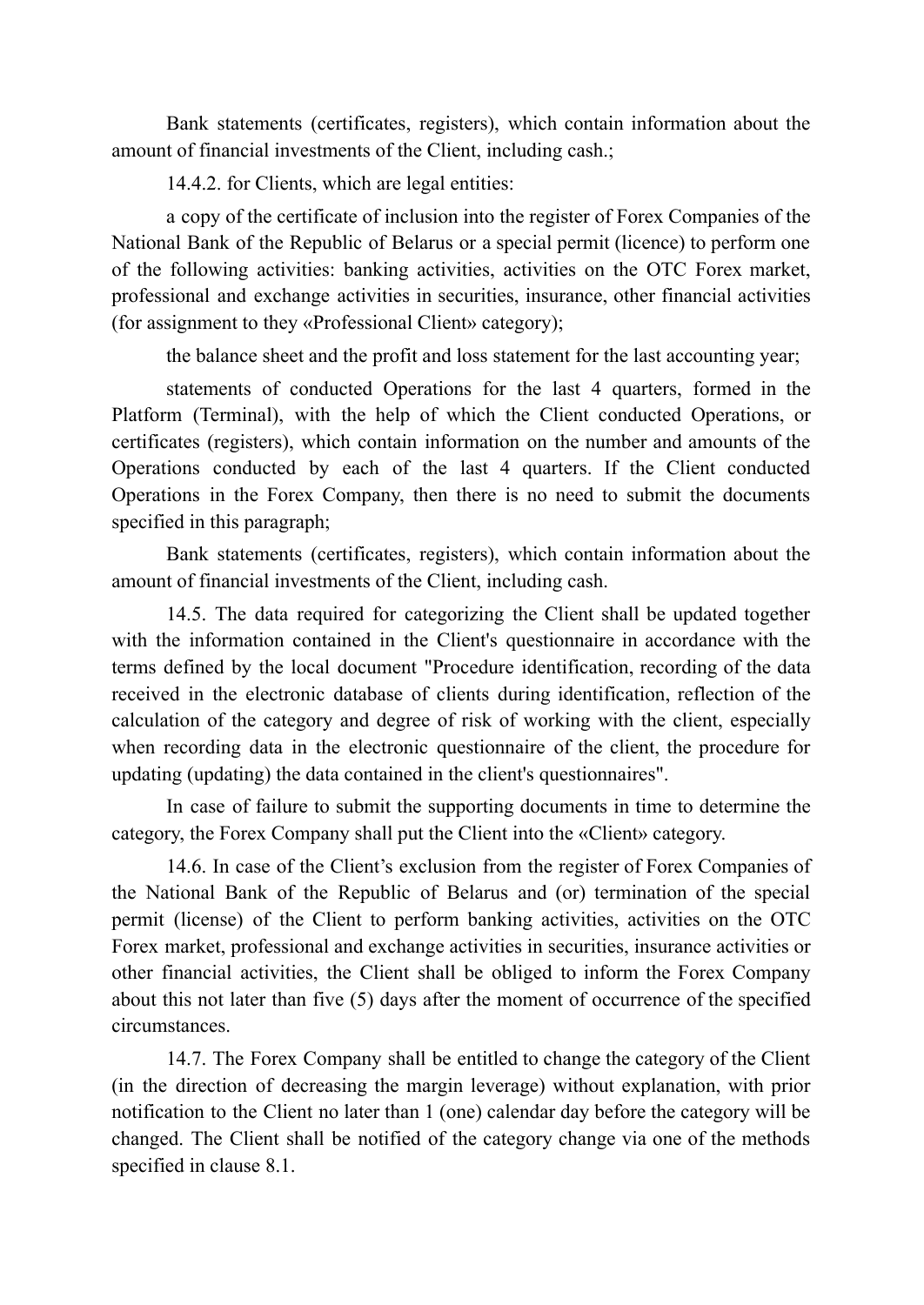Bank statements (certificates, registers), which contain information about the amount of financial investments of the Client, including cash.;

14.4.2. for Clients, which are legal entities:

a copy of the certificate of inclusion into the register of Forex Companies of the National Bank of the Republic of Belarus or a special permit (licence) to perform one of the following activities: banking activities, activities on the OTC Forex market, professional and exchange activities in securities, insurance, other financial activities (for assignment to they «Professional Client» category);

the balance sheet and the profit and loss statement for the last accounting year;

statements of conducted Operations for the last 4 quarters, formed in the Platform (Terminal), with the help of which the Client conducted Operations, or certificates (registers), which contain information on the number and amounts of the Operations conducted by each of the last 4 quarters. If the Client conducted Operations in the Forex Company, then there is no need to submit the documents specified in this paragraph;

Bank statements (certificates, registers), which contain information about the amount of financial investments of the Client, including cash.

14.5. The data required for categorizing the Client shall be updated together with the information contained in the Client's questionnaire in accordance with the terms defined by the local document "Procedure identification, recording of the data received in the electronic database of clients during identification, reflection of the calculation of the category and degree of risk of working with the client, especially when recording data in the electronic questionnaire of the client, the procedure for updating (updating) the data contained in the client's questionnaires".

In case of failure to submit the supporting documents in time to determine the category, the Forex Company shall put the Client into the «Client» category.

14.6. In case of the Client's exclusion from the register of Forex Companies of the National Bank of the Republic of Belarus and (or) termination of the special permit (license) of the Client to perform banking activities, activities on the OTC Forex market, professional and exchange activities in securities, insurance activities or other financial activities, the Client shall be obliged to inform the Forex Company about this not later than five (5) days after the moment of occurrence of the specified circumstances.

14.7. The Forex Company shall be entitled to change the category of the Client (in the direction of decreasing the margin leverage) without explanation, with prior notification to the Client no later than 1 (one) calendar day before the category will be changed. The Client shall be notified of the category change via one of the methods specified in clause 8.1.